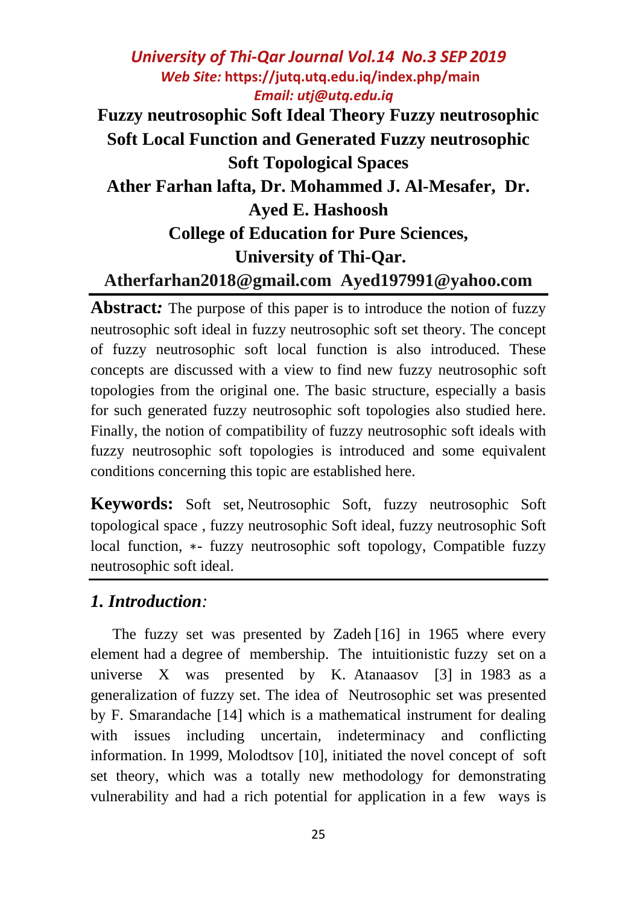# Fuzzy neutrosophic Soft Ideal Theory Fuzzy neutrosophic Soft Local Function and Generated Fuzzy neutrosophic Soft Topological Spaces

**Ather Farhan lafta, Dr. Mohammed J. Al-Mesafer, Dr. Ayed E. Hashoosh**

**College of Education for Pure Sciences,**

**University of Thi-Qar.**

**Atherfarhan2018@gmail.com Ayed197991@yahoo.com**

---

**Abstract*:*** The purpose of this paper is to introduce the notion of fuzzy neutrosophic soft ideal in fuzzy neutrosophic soft set theory. The concept of fuzzy neutrosophic soft local function is also introduced. These concepts are discussed with a view to find new fuzzy neutrosophic soft topologies from the original one. The basic structure, especially a basis for such generated fuzzy neutrosophic soft topologies also studied here. Finally, the notion of compatibility of fuzzy neutrosophic soft ideals with fuzzy neutrosophic soft topologies is introduced and some equivalent conditions concerning this topic are established here.

**Keywords:** Soft set, Neutrosophic Soft, fuzzy neutrosophic Soft topological space , fuzzy neutrosophic Soft ideal, fuzzy neutrosophic Soft local function, $*$- fuzzy neutrosophic soft topology, Compatible fuzzy neutrosophic soft ideal.

---

## *1. Introduction:*

The fuzzy set was presented by Zadeh [16] in 1965 where every element had a degree of membership. The intuitionistic fuzzy set on a universe X was presented by K. Atanaasov [3] in 1983 as a generalization of fuzzy set. The idea of Neutrosophic set was presented by F. Smarandache [14] which is a mathematical instrument for dealing with issues including uncertain, indeterminacy and conflicting information. In 1999, Molodtsov [10], initiated the novel concept of soft set theory, which was a totally new methodology for demonstrating vulnerability and had a rich potential for application in a few ways is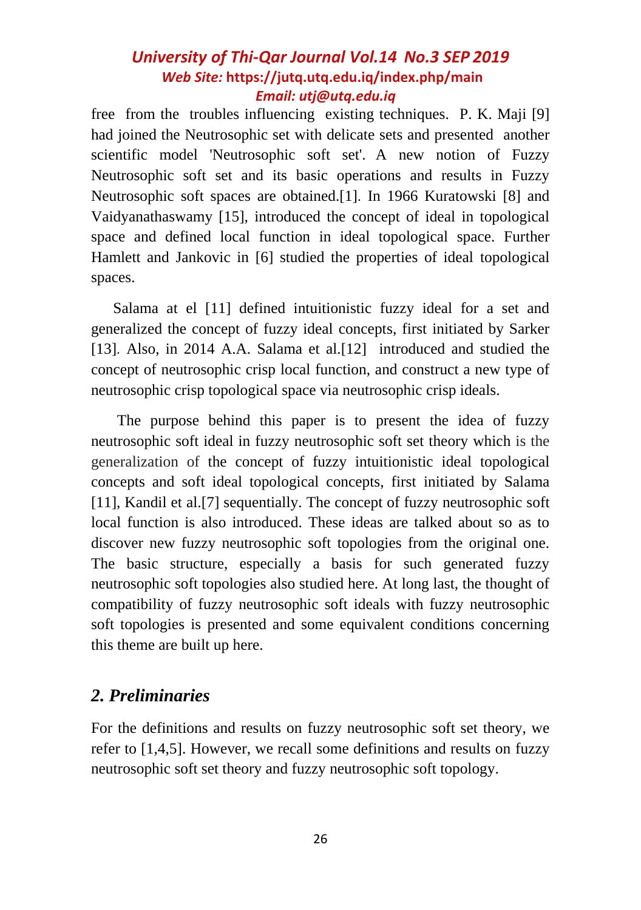free from the troubles influencing existing techniques. P. K. Maji [9] had joined the Neutrosophic set with delicate sets and presented another scientific model 'Neutrosophic soft set'. A new notion of Fuzzy Neutrosophic soft set and its basic operations and results in Fuzzy Neutrosophic soft spaces are obtained.[1]. In 1966 Kuratowski [8] and Vaidyanathaswamy [15], introduced the concept of ideal in topological space and defined local function in ideal topological space. Further Hamlett and Jankovic in [6] studied the properties of ideal topological spaces.

Salama at el [11] defined intuitionistic fuzzy ideal for a set and generalized the concept of fuzzy ideal concepts, first initiated by Sarker [13]. Also, in 2014 A.A. Salama et al.[12] introduced and studied the concept of neutrosophic crisp local function, and construct a new type of neutrosophic crisp topological space via neutrosophic crisp ideals.

The purpose behind this paper is to present the idea of fuzzy neutrosophic soft ideal in fuzzy neutrosophic soft set theory which is the generalization of the concept of fuzzy intuitionistic ideal topological concepts and soft ideal topological concepts, first initiated by Salama [11], Kandil et al.[7] sequentially. The concept of fuzzy neutrosophic soft local function is also introduced. These ideas are talked about so as to discover new fuzzy neutrosophic soft topologies from the original one. The basic structure, especially a basis for such generated fuzzy neutrosophic soft topologies also studied here. At long last, the thought of compatibility of fuzzy neutrosophic soft ideals with fuzzy neutrosophic soft topologies is presented and some equivalent conditions concerning this theme are built up here.

## *2. Preliminaries*

For the definitions and results on fuzzy neutrosophic soft set theory, we refer to [1,4,5]. However, we recall some definitions and results on fuzzy neutrosophic soft set theory and fuzzy neutrosophic soft topology.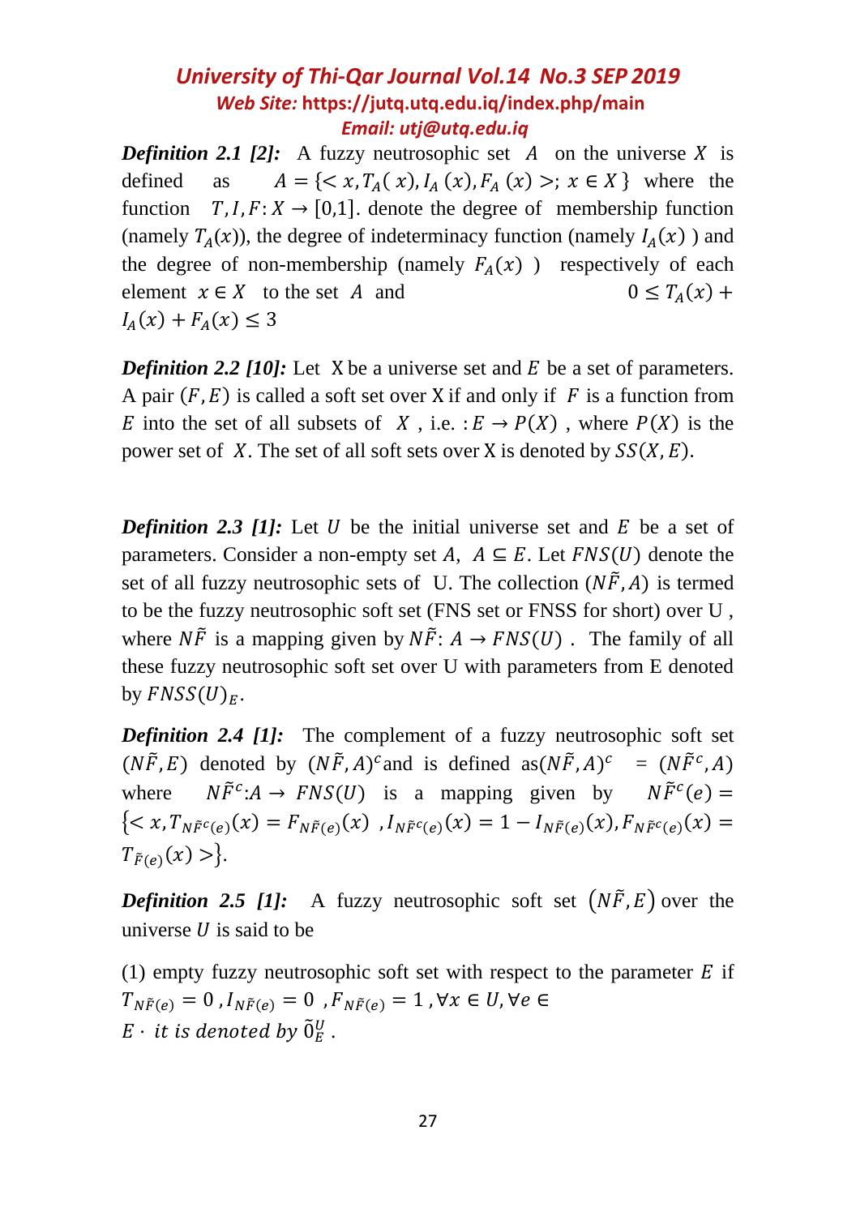***Definition 2.1 [2]:*** A fuzzy neutrosophic set $A$ on the universe $X$ is defined as $A = \{< x, T_A(x), I_A(x), F_A(x) >; x \in X\}$ where the function $T, I, F: X \to [0,1]$. denote the degree of membership function (namely $T_A(x)$), the degree of indeterminacy function (namely $I_A(x)$ ) and the degree of non-membership (namely $F_A(x)$ ) respectively of each element $x \in X$ to the set $A$ and $0 \le T_A(x) + I_A(x) + F_A(x) \le 3$

***Definition 2.2 [10]:*** Let X be a universe set and $E$ be a set of parameters. A pair $(F, E)$ is called a soft set over X if and only if $F$ is a function from $E$ into the set of all subsets of $X$ , i.e. $: E \to P(X)$ , where $P(X)$ is the power set of $X$. The set of all soft sets over X is denoted by $SS(X, E)$.

***Definition 2.3 [1]:*** Let $U$ be the initial universe set and $E$ be a set of parameters. Consider a non-empty set $A$, $A \subseteq E$. Let $FNS(U)$ denote the set of all fuzzy neutrosophic sets of U. The collection $(N\tilde{F}, A)$ is termed to be the fuzzy neutrosophic soft set (FNS set or FNSS for short) over U , where $N\tilde{F}$ is a mapping given by $N\tilde{F}: A \to FNS(U)$ . The family of all these fuzzy neutrosophic soft set over U with parameters from E denoted by $FNSS(U)_E$.

***Definition 2.4 [1]:*** The complement of a fuzzy neutrosophic soft set $(N\tilde{F}, E)$ denoted by $(N\tilde{F}, A)^c$ and is defined as $(N\tilde{F}, A)^c = (N\tilde{F}^c, A)$ where $N\tilde{F}^c: A \to FNS(U)$ is a mapping given by $N\tilde{F}^c(e) = \{< x, T_{N\tilde{F}^c(e)}(x) = F_{N\tilde{F}(e)}(x) , I_{N\tilde{F}^c(e)}(x) = 1 - I_{N\tilde{F}(e)}(x), F_{N\tilde{F}^c(e)}(x) = T_{\tilde{F}(e)}(x) >\}$.

***Definition 2.5 [1]:*** A fuzzy neutrosophic soft set $(N\tilde{F}, E)$ over the universe $U$ is said to be

(1) empty fuzzy neutrosophic soft set with respect to the parameter $E$ if $T_{N\tilde{F}(e)} = 0 , I_{N\tilde{F}(e)} = 0 , F_{N\tilde{F}(e)} = 1 , \forall x \in U, \forall e \in E \cdot$ *it is denoted by* $\tilde{0}_E^U$ .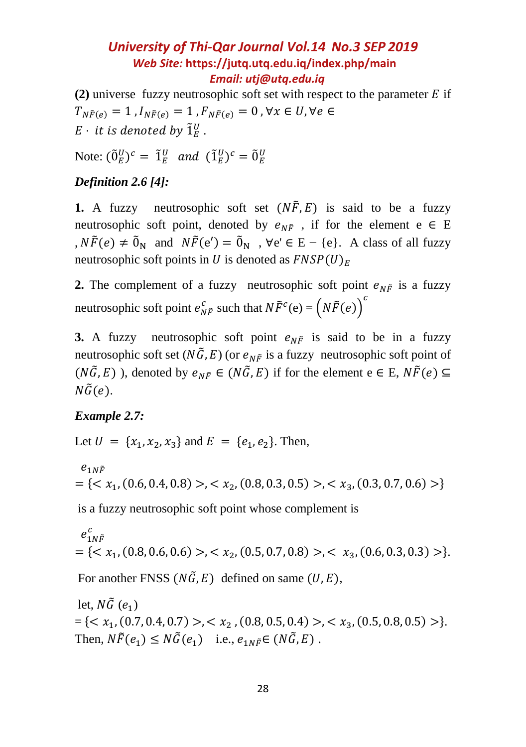**(2)** universe fuzzy neutrosophic soft set with respect to the parameter $E$ if $T_{N\tilde{F}(e)} = 1 , I_{N\tilde{F}(e)} = 1 , F_{N\tilde{F}(e)} = 0 , \forall x \in U, \forall e \in E \cdot$ *it is denoted by* $\tilde{1}_E^U$ .

Note: $(\tilde{0}_E^U)^c = \tilde{1}_E^U$ *and* $(\tilde{1}_E^U)^c = \tilde{0}_E^U$

***Definition 2.6 [4]:***

**1.** A fuzzy neutrosophic soft set $(N\tilde{F}, E)$ is said to be a fuzzy neutrosophic soft point, denoted by $e_{N\tilde{F}}$ , if for the element e ∈ E , $N\tilde{F}(e) \neq \tilde{0}_N$ and $N\tilde{F}(e') = \tilde{0}_N$ , ∀e' ∈ E − {e}. A class of all fuzzy neutrosophic soft points in $U$ is denoted as $FNSP(U)_E$

**2.** The complement of a fuzzy neutrosophic soft point $e_{N\tilde{F}}$ is a fuzzy neutrosophic soft point $e^c_{N\tilde{F}}$ such that $N\tilde{F}^c(e) = \left(N\tilde{F}(e)\right)^c$

**3.** A fuzzy neutrosophic soft point $e_{N\tilde{F}}$ is said to be in a fuzzy neutrosophic soft set $(N\tilde{G}, E)$ (or $e_{N\tilde{F}}$ is a fuzzy neutrosophic soft point of $(N\tilde{G}, E)$ ), denoted by $e_{N\tilde{F}} \in (N\tilde{G}, E)$ if for the element e ∈ E, $N\tilde{F}(e) \subseteq N\tilde{G}(e)$.

***Example 2.7:***

Let $U = \{x_1, x_2, x_3\}$ and $E = \{e_1, e_2\}$. Then,

$$e_{1N\tilde{F}} = \{< x_1, (0.6, 0.4, 0.8) >, < x_2, (0.8, 0.3, 0.5) >, < x_3, (0.3, 0.7, 0.6) >\}$$

is a fuzzy neutrosophic soft point whose complement is

$$e^c_{1N\tilde{F}} = \{< x_1, (0.8, 0.6, 0.6) >, < x_2, (0.5, 0.7, 0.8) >, < x_3, (0.6, 0.3, 0.3) >\}.$$

For another FNSS $(N\tilde{G}, E)$ defined on same $(U, E)$,

let, $N\tilde{G}\ (e_1) = \{< x_1, (0.7, 0.4, 0.7) >, < x_2 , (0.8, 0.5, 0.4) >, < x_3, (0.5, 0.8, 0.5) >\}$.

Then, $N\tilde{F}(e_1) \leq N\tilde{G}(e_1)$ i.e., $e_{1N\tilde{F}} \in (N\tilde{G}, E)$ .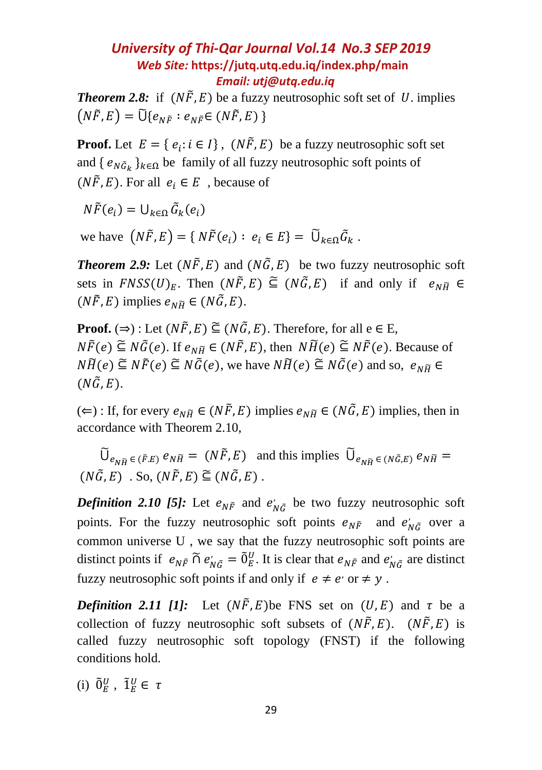***Theorem 2.8:*** if $(N\tilde{F}, E)$ be a fuzzy neutrosophic soft set of $U$. implies $(N\tilde{F}, E) = \tilde{\cup}\{e_{N\tilde{F}} : e_{N\tilde{F}} \in (N\tilde{F}, E)\}$

**Proof.** Let $E = \{e_i : i \in I\}$, $(N\tilde{F}, E)$ be a fuzzy neutrosophic soft set and $\{e_{N\tilde{G}_k}\}_{k\in\Omega}$ be family of all fuzzy neutrosophic soft points of $(N\tilde{F}, E)$. For all $e_i \in E$ , because of

$N\tilde{F}(e_i) = \cup_{k\in\Omega} \tilde{G}_k(e_i)$

we have $(N\tilde{F}, E) = \{N\tilde{F}(e_i) : e_i \in E\} = \tilde{\cup}_{k\in\Omega} \tilde{G}_k$ .

***Theorem 2.9:*** Let $(N\tilde{F}, E)$ and $(N\tilde{G}, E)$ be two fuzzy neutrosophic soft sets in $FNSS(U)_E$. Then $(N\tilde{F}, E) \tilde{\subseteq} (N\tilde{G}, E)$ if and only if $e_{N\tilde{H}} \in (N\tilde{F}, E)$ implies $e_{N\tilde{H}} \in (N\tilde{G}, E)$.

**Proof.** ($\Rightarrow$) : Let $(N\tilde{F}, E) \tilde{\subseteq} (N\tilde{G}, E)$. Therefore, for all $e \in E$, $N\tilde{F}(e) \tilde{\subseteq} N\tilde{G}(e)$. If $e_{N\tilde{H}} \in (N\tilde{F}, E)$, then $N\tilde{H}(e) \tilde{\subseteq} N\tilde{F}(e)$. Because of $N\tilde{H}(e) \tilde{\subseteq} N\tilde{F}(e) \tilde{\subseteq} N\tilde{G}(e)$, we have $N\tilde{H}(e) \tilde{\subseteq} N\tilde{G}(e)$ and so, $e_{N\tilde{H}} \in (N\tilde{G}, E)$.

($\Leftarrow$) : If, for every $e_{N\tilde{H}} \in (N\tilde{F}, E)$ implies $e_{N\tilde{H}} \in (N\tilde{G}, E)$ implies, then in accordance with Theorem 2.10,

$\tilde{\cup}_{e_{N\tilde{H}} \in (\tilde{F}.E)} e_{N\tilde{H}} = (N\tilde{F}, E)$ and this implies $\tilde{\cup}_{e_{N\tilde{H}} \in (N\tilde{G}, E)} e_{N\tilde{H}} = (N\tilde{G}, E)$ . So, $(N\tilde{F}, E) \tilde{\subseteq} (N\tilde{G}, E)$ .

***Definition 2.10 [5]:*** Let $e_{N\tilde{F}}$ and $e'_{N\tilde{G}}$ be two fuzzy neutrosophic soft points. For the fuzzy neutrosophic soft points $e_{N\tilde{F}}$ and $e'_{N\tilde{G}}$ over a common universe U , we say that the fuzzy neutrosophic soft points are distinct points if $e_{N\tilde{F}} \tilde{\cap} e'_{N\tilde{G}} = \tilde{0}_E^U$. It is clear that $e_{N\tilde{F}}$ and $e'_{N\tilde{G}}$ are distinct fuzzy neutrosophic soft points if and only if $e \neq e'$ or $\neq y$ .

***Definition 2.11 [1]:*** Let $(N\tilde{F}, E)$be FNS set on $(U, E)$ and $\tau$ be a collection of fuzzy neutrosophic soft subsets of $(N\tilde{F}, E)$. $(N\tilde{F}, E)$ is called fuzzy neutrosophic soft topology (FNST) if the following conditions hold.

(i) $\tilde{0}_E^U$ , $\tilde{1}_E^U \in \tau$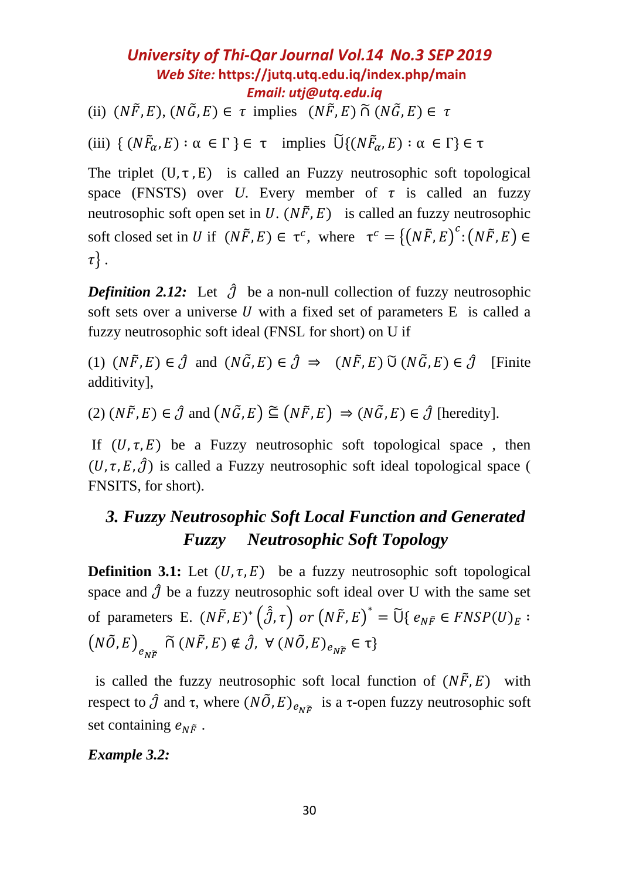(ii) $(N\tilde{F}, E), (N\tilde{G}, E) \in \tau$ implies $(N\tilde{F}, E) \tilde{\cap} (N\tilde{G}, E) \in \tau$

(iii) $\{ (N\tilde{F}_\alpha, E) : \alpha \in \Gamma \} \in \tau$ implies $\tilde{\cup}\{(N\tilde{F}_\alpha, E) : \alpha \in \Gamma\} \in \tau$

The triplet $(U, \tau, E)$ is called an Fuzzy neutrosophic soft topological space (FNSTS) over $U$. Every member of $\tau$ is called an fuzzy neutrosophic soft open set in $U$. $(N\tilde{F}, E)$ is called an fuzzy neutrosophic soft closed set in $U$ if $(N\tilde{F}, E) \in \tau^c$, where $\tau^c = \{(N\tilde{F}, E)^c : (N\tilde{F}, E) \in \tau\}$.

***Definition 2.12:*** Let $\hat{\mathcal{J}}$ be a non-null collection of fuzzy neutrosophic soft sets over a universe $U$ with a fixed set of parameters E is called a fuzzy neutrosophic soft ideal (FNSL for short) on U if

(1) $(N\tilde{F}, E) \in \hat{\mathcal{J}}$ and $(N\tilde{G}, E) \in \hat{\mathcal{J}} \Rightarrow (N\tilde{F}, E) \tilde{\cup} (N\tilde{G}, E) \in \hat{\mathcal{J}}$ [Finite additivity],

(2) $(N\tilde{F}, E) \in \hat{\mathcal{J}}$ and $(N\tilde{G}, E) \tilde{\subseteq} (N\tilde{F}, E) \Rightarrow (N\tilde{G}, E) \in \hat{\mathcal{J}}$ [heredity].

If $(U, \tau, E)$ be a Fuzzy neutrosophic soft topological space , then $(U, \tau, E, \hat{\mathcal{J}})$ is called a Fuzzy neutrosophic soft ideal topological space ( FNSITS, for short).

## *3. Fuzzy Neutrosophic Soft Local Function and Generated Fuzzy Neutrosophic Soft Topology*

**Definition 3.1:** Let $(U, \tau, E)$ be a fuzzy neutrosophic soft topological space and $\hat{\mathcal{J}}$ be a fuzzy neutrosophic soft ideal over U with the same set of parameters E. $(N\tilde{F}, E)^* \left(\hat{\mathcal{J}}, \tau\right)$ *or* $(N\tilde{F}, E)^* = \tilde{\cup}\{ e_{N\tilde{F}} \in FNSP(U)_E : (N\tilde{O}, E)_{e_{N\tilde{F}}} \tilde{\cap} (N\tilde{F}, E) \notin \hat{\mathcal{J}}, \ \forall (N\tilde{O}, E)_{e_{N\tilde{F}}} \in \tau\}$

is called the fuzzy neutrosophic soft local function of $(N\tilde{F}, E)$ with respect to $\hat{\mathcal{J}}$ and $\tau$, where $(N\tilde{O}, E)_{e_{N\tilde{F}}}$ is a $\tau$-open fuzzy neutrosophic soft set containing $e_{N\tilde{F}}$.

***Example 3.2:***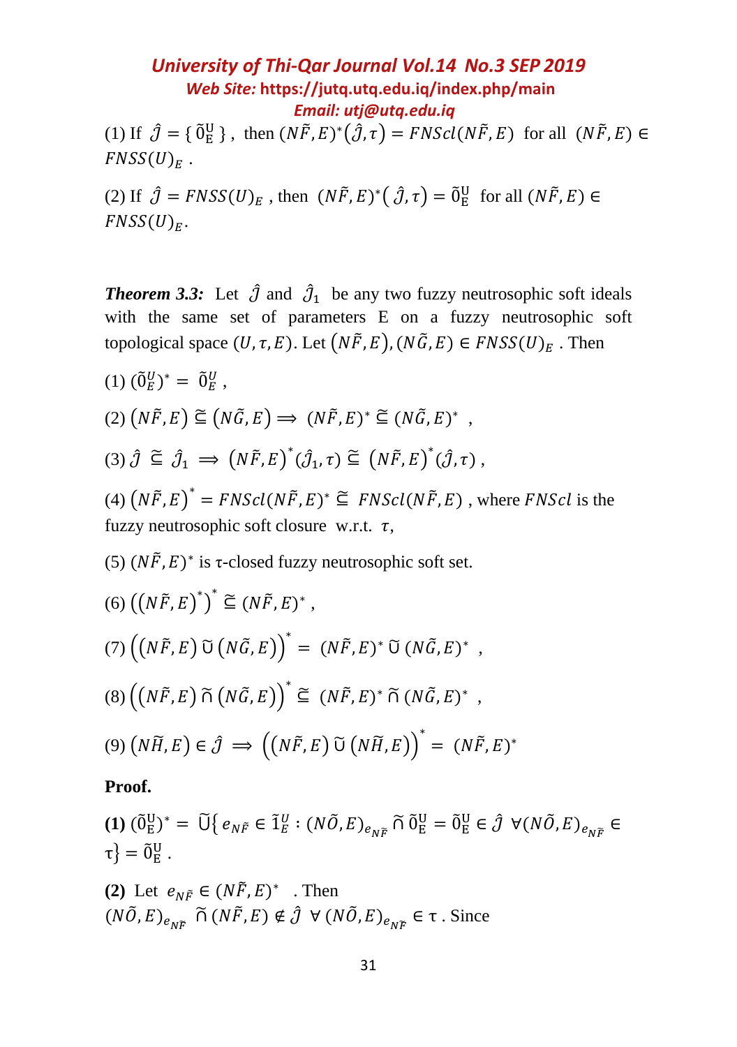(1) If $\hat{\mathcal{J}} = \{\tilde{0}_{\mathrm{E}}^{\mathrm{U}}\}$, then $(N\tilde{F},E)^{*}(\hat{\mathcal{J}},\tau) = FNScl(N\tilde{F},E)$ for all $(N\tilde{F},E) \in FNSS(U)_{E}$.

(2) If $\hat{\mathcal{J}} = FNSS(U)_{E}$, then $(N\tilde{F},E)^{*}(\hat{\mathcal{J}},\tau) = \tilde{0}_{\mathrm{E}}^{\mathrm{U}}$ for all $(N\tilde{F},E) \in FNSS(U)_{E}$.

***Theorem 3.3:*** Let $\hat{\mathcal{J}}$ and $\hat{\mathcal{J}}_1$ be any two fuzzy neutrosophic soft ideals with the same set of parameters E on a fuzzy neutrosophic soft topological space $(U,\tau,E)$. Let $(N\tilde{F},E),(N\tilde{G},E) \in FNSS(U)_{E}$. Then

(1) $(\tilde{0}_{E}^{U})^{*} = \tilde{0}_{E}^{U}$,

(2) $(N\tilde{F},E) \,\tilde{\subseteq}\, (N\tilde{G},E) \Longrightarrow (N\tilde{F},E)^{*} \,\tilde{\subseteq}\, (N\tilde{G},E)^{*}$,

(3) $\hat{\mathcal{J}} \,\tilde{\subseteq}\, \hat{\mathcal{J}}_1 \Longrightarrow (N\tilde{F},E)^{*}(\hat{\mathcal{J}}_1,\tau) \,\tilde{\subseteq}\, (N\tilde{F},E)^{*}(\hat{\mathcal{J}},\tau)$,

(4) $(N\tilde{F},E)^{*} = FNScl(N\tilde{F},E)^{*} \,\tilde{\subseteq}\, FNScl(N\tilde{F},E)$, where $FNScl$ is the fuzzy neutrosophic soft closure w.r.t. $\tau$,

(5) $(N\tilde{F},E)^{*}$ is τ-closed fuzzy neutrosophic soft set.

(6) $\left((N\tilde{F},E)^{*}\right)^{*} \,\tilde{\subseteq}\, (N\tilde{F},E)^{*}$,

(7) $\left((N\tilde{F},E) \,\tilde{\cup}\, (N\tilde{G},E)\right)^{*} = (N\tilde{F},E)^{*} \,\tilde{\cup}\, (N\tilde{G},E)^{*}$,

(8) $\left((N\tilde{F},E) \,\tilde{\cap}\, (N\tilde{G},E)\right)^{*} \,\tilde{\subseteq}\, (N\tilde{F},E)^{*} \,\tilde{\cap}\, (N\tilde{G},E)^{*}$,

(9) $(N\tilde{H},E) \in \hat{\mathcal{J}} \Longrightarrow \left((N\tilde{F},E) \,\tilde{\cup}\, (N\tilde{H},E)\right)^{*} = (N\tilde{F},E)^{*}$

**Proof.**

**(1)** $(\tilde{0}_{\mathrm{E}}^{\mathrm{U}})^{*} = \tilde{\bigcup}\{ e_{N\tilde{F}} \in \tilde{1}_{E}^{U} : (N\tilde{O},E)_{e_{N\tilde{F}}} \,\tilde{\cap}\, \tilde{0}_{\mathrm{E}}^{\mathrm{U}} = \tilde{0}_{\mathrm{E}}^{\mathrm{U}} \in \hat{\mathcal{J}} \ \forall (N\tilde{O},E)_{e_{N\tilde{F}}} \in \tau\} = \tilde{0}_{\mathrm{E}}^{\mathrm{U}}$.

**(2)** Let $e_{N\tilde{F}} \in (N\tilde{F},E)^{*}$. Then $(N\tilde{O},E)_{e_{N\tilde{F}}} \,\tilde{\cap}\, (N\tilde{F},E) \notin \hat{\mathcal{J}} \ \forall (N\tilde{O},E)_{e_{N\tilde{F}}} \in \tau$. Since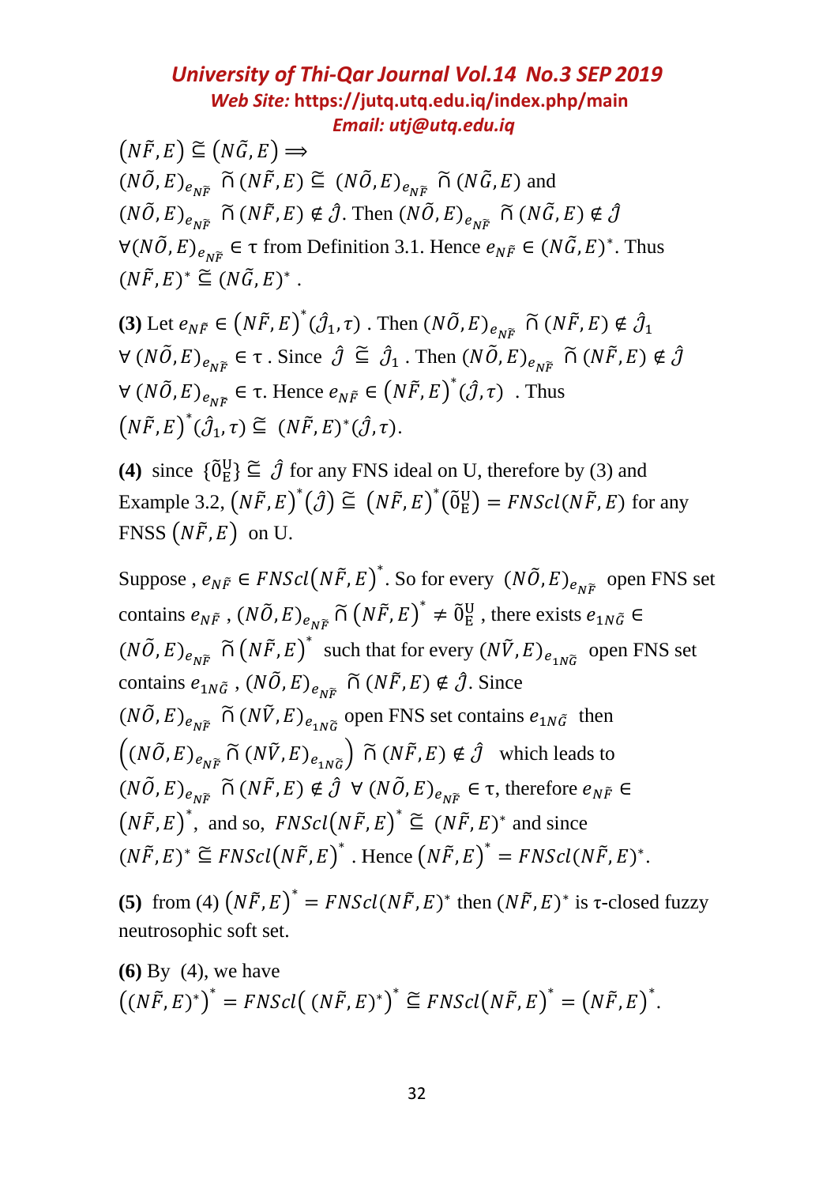$(N\tilde{F},E) \widetilde{\subseteq} (N\tilde{G},E) \Longrightarrow$
$(N\tilde{O},E)_{e_{N\tilde{F}}} \widetilde{\cap} (N\tilde{F},E) \widetilde{\subseteq} (N\tilde{O},E)_{e_{N\tilde{F}}} \widetilde{\cap} (N\tilde{G},E)$ and
$(N\tilde{O},E)_{e_{N\tilde{F}}} \widetilde{\cap} (N\tilde{F},E) \notin \hat{\mathcal{J}}$. Then $(N\tilde{O},E)_{e_{N\tilde{F}}} \widetilde{\cap} (N\tilde{G},E) \notin \hat{\mathcal{J}}$
$\forall (N\tilde{O},E)_{e_{N\tilde{F}}} \in \tau$ from Definition 3.1. Hence $e_{N\tilde{F}} \in (N\tilde{G},E)^*$. Thus
$(N\tilde{F},E)^* \widetilde{\subseteq} (N\tilde{G},E)^*$ .

**(3)** Let $e_{N\tilde{F}} \in (N\tilde{F},E)^*(\hat{\mathcal{J}}_1,\tau)$ . Then $(N\tilde{O},E)_{e_{N\tilde{F}}} \widetilde{\cap} (N\tilde{F},E) \notin \hat{\mathcal{J}}_1$
$\forall (N\tilde{O},E)_{e_{N\tilde{F}}} \in \tau$ . Since $\hat{\mathcal{J}} \widetilde{\subseteq} \hat{\mathcal{J}}_1$ . Then $(N\tilde{O},E)_{e_{N\tilde{F}}} \widetilde{\cap} (N\tilde{F},E) \notin \hat{\mathcal{J}}$
$\forall (N\tilde{O},E)_{e_{N\tilde{F}}} \in \tau$. Hence $e_{N\tilde{F}} \in (N\tilde{F},E)^*(\hat{\mathcal{J}},\tau)$ . Thus
$(N\tilde{F},E)^*(\hat{\mathcal{J}}_1,\tau) \widetilde{\subseteq} (N\tilde{F},E)^*(\hat{\mathcal{J}},\tau)$.

**(4)** since $\{\tilde{0}_E^U\} \widetilde{\subseteq} \hat{\mathcal{J}}$ for any FNS ideal on U, therefore by (3) and Example 3.2, $(N\tilde{F},E)^*(\hat{\mathcal{J}}) \widetilde{\subseteq} (N\tilde{F},E)^*(\tilde{0}_E^U) = FNScl(N\tilde{F},E)$ for any FNSS $(N\tilde{F},E)$ on U.

Suppose , $e_{N\tilde{F}} \in FNScl(N\tilde{F},E)^*$. So for every $(N\tilde{O},E)_{e_{N\tilde{F}}}$ open FNS set contains $e_{N\tilde{F}}$ , $(N\tilde{O},E)_{e_{N\tilde{F}}} \widetilde{\cap} (N\tilde{F},E)^* \neq \tilde{0}_E^U$ , there exists $e_{1N\tilde{G}} \in (N\tilde{O},E)_{e_{N\tilde{F}}} \widetilde{\cap} (N\tilde{F},E)^*$ such that for every $(N\tilde{V},E)_{e_{1N\tilde{G}}}$ open FNS set contains $e_{1N\tilde{G}}$ , $(N\tilde{O},E)_{e_{N\tilde{F}}} \widetilde{\cap} (N\tilde{F},E) \notin \hat{\mathcal{J}}$. Since $(N\tilde{O},E)_{e_{N\tilde{F}}} \widetilde{\cap} (N\tilde{V},E)_{e_{1N\tilde{G}}}$ open FNS set contains $e_{1N\tilde{G}}$ then $\left((N\tilde{O},E)_{e_{N\tilde{F}}} \widetilde{\cap} (N\tilde{V},E)_{e_{1N\tilde{G}}}\right) \widetilde{\cap} (N\tilde{F},E) \notin \hat{\mathcal{J}}$ which leads to $(N\tilde{O},E)_{e_{N\tilde{F}}} \widetilde{\cap} (N\tilde{F},E) \notin \hat{\mathcal{J}}$ $\forall (N\tilde{O},E)_{e_{N\tilde{F}}} \in \tau$, therefore $e_{N\tilde{F}} \in (N\tilde{F},E)^*$, and so, $FNScl(N\tilde{F},E)^* \widetilde{\subseteq} (N\tilde{F},E)^*$ and since $(N\tilde{F},E)^* \widetilde{\subseteq} FNScl(N\tilde{F},E)^*$ . Hence $(N\tilde{F},E)^* = FNScl(N\tilde{F},E)^*$.

**(5)** from (4) $(N\tilde{F},E)^* = FNScl(N\tilde{F},E)^*$ then $(N\tilde{F},E)^*$ is τ-closed fuzzy neutrosophic soft set.

**(6)** By (4), we have
$((N\tilde{F},E)^*)^* = FNScl((N\tilde{F},E)^*)^* \widetilde{\subseteq} FNScl(N\tilde{F},E)^* = (N\tilde{F},E)^*$.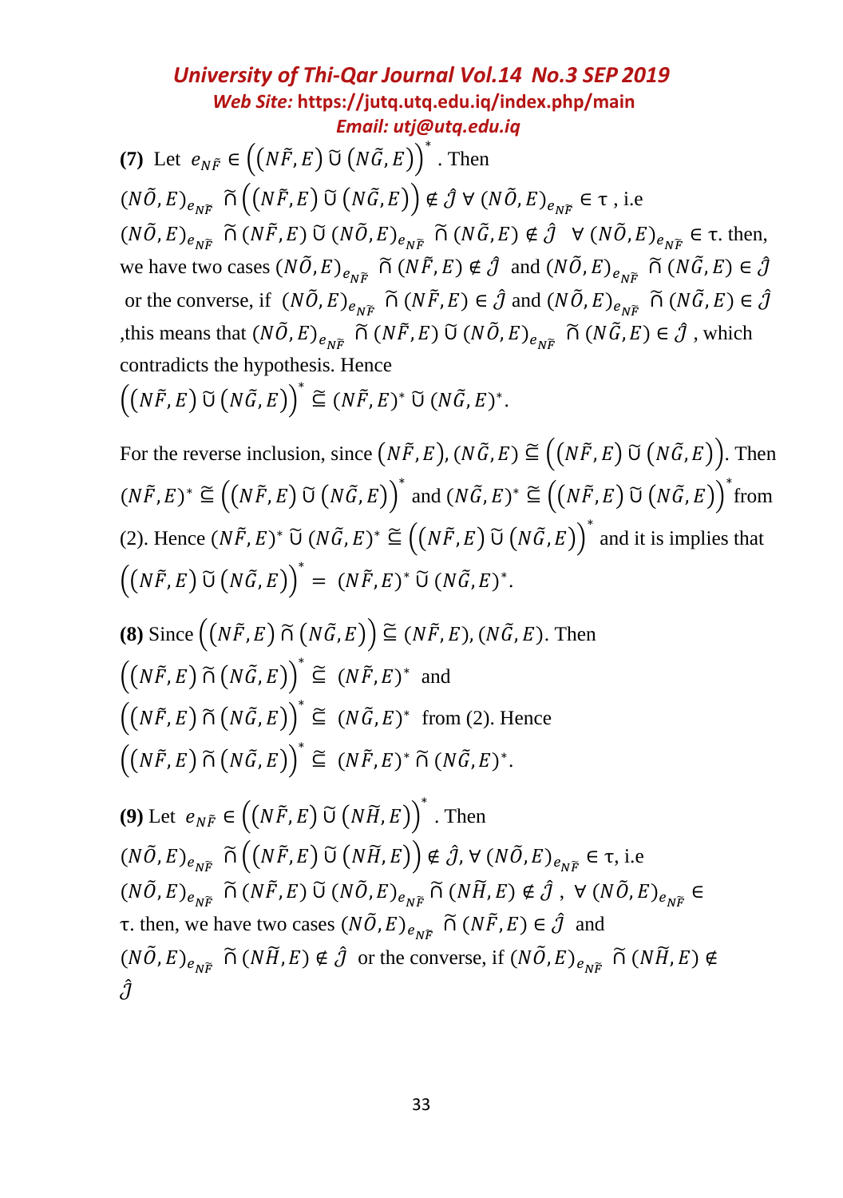**(7)** Let $e_{N\tilde{F}} \in \left((N\tilde{F},E) \tilde{\cup} (N\tilde{G},E)\right)^*$ . Then $(N\tilde{O},E)_{e_{N\tilde{F}}} \tilde{\cap} \left((N\tilde{F},E) \tilde{\cup} (N\tilde{G},E)\right) \notin \hat{\mathcal{J}}\ \forall\ (N\tilde{O},E)_{e_{N\tilde{F}}} \in \tau$ , i.e $(N\tilde{O},E)_{e_{N\tilde{F}}} \tilde{\cap} (N\tilde{F},E) \tilde{\cup} (N\tilde{O},E)_{e_{N\tilde{F}}} \tilde{\cap} (N\tilde{G},E) \notin \hat{\mathcal{J}}\ \ \forall\ (N\tilde{O},E)_{e_{N\tilde{F}}} \in \tau$. then, we have two cases $(N\tilde{O},E)_{e_{N\tilde{F}}} \tilde{\cap} (N\tilde{F},E) \notin \hat{\mathcal{J}}$ and $(N\tilde{O},E)_{e_{N\tilde{F}}} \tilde{\cap} (N\tilde{G},E) \in \hat{\mathcal{J}}$ or the converse, if $(N\tilde{O},E)_{e_{N\tilde{F}}} \tilde{\cap} (N\tilde{F},E) \in \hat{\mathcal{J}}$ and $(N\tilde{O},E)_{e_{N\tilde{F}}} \tilde{\cap} (N\tilde{G},E) \in \hat{\mathcal{J}}$ ,this means that $(N\tilde{O},E)_{e_{N\tilde{F}}} \tilde{\cap} (N\tilde{F},E) \tilde{\cup} (N\tilde{O},E)_{e_{N\tilde{F}}} \tilde{\cap} (N\tilde{G},E) \in \hat{\mathcal{J}}$ , which contradicts the hypothesis. Hence $\left((N\tilde{F},E) \tilde{\cup} (N\tilde{G},E)\right)^* \tilde{\subseteq} (N\tilde{F},E)^* \tilde{\cup} (N\tilde{G},E)^*$.

For the reverse inclusion, since $(N\tilde{F},E), (N\tilde{G},E) \tilde{\subseteq} \left((N\tilde{F},E) \tilde{\cup} (N\tilde{G},E)\right)$. Then $(N\tilde{F},E)^* \tilde{\subseteq} \left((N\tilde{F},E) \tilde{\cup} (N\tilde{G},E)\right)^*$ and $(N\tilde{G},E)^* \tilde{\subseteq} \left((N\tilde{F},E) \tilde{\cup} (N\tilde{G},E)\right)^*$ from (2). Hence $(N\tilde{F},E)^* \tilde{\cup} (N\tilde{G},E)^* \tilde{\subseteq} \left((N\tilde{F},E) \tilde{\cup} (N\tilde{G},E)\right)^*$ and it is implies that $\left((N\tilde{F},E) \tilde{\cup} (N\tilde{G},E)\right)^* = (N\tilde{F},E)^* \tilde{\cup} (N\tilde{G},E)^*$.

**(8)** Since $\left((N\tilde{F},E) \tilde{\cap} (N\tilde{G},E)\right) \tilde{\subseteq} (N\tilde{F},E), (N\tilde{G},E)$. Then $\left((N\tilde{F},E) \tilde{\cap} (N\tilde{G},E)\right)^* \tilde{\subseteq} (N\tilde{F},E)^*$ and $\left((N\tilde{F},E) \tilde{\cap} (N\tilde{G},E)\right)^* \tilde{\subseteq} (N\tilde{G},E)^*$ from (2). Hence $\left((N\tilde{F},E) \tilde{\cap} (N\tilde{G},E)\right)^* \tilde{\subseteq} (N\tilde{F},E)^* \tilde{\cap} (N\tilde{G},E)^*$.

**(9)** Let $e_{N\tilde{F}} \in \left((N\tilde{F},E) \tilde{\cup} (N\tilde{H},E)\right)^*$ . Then $(N\tilde{O},E)_{e_{N\tilde{F}}} \tilde{\cap} \left((N\tilde{F},E) \tilde{\cup} (N\tilde{H},E)\right) \notin \hat{\mathcal{J}}, \forall\ (N\tilde{O},E)_{e_{N\tilde{F}}} \in \tau$, i.e $(N\tilde{O},E)_{e_{N\tilde{F}}} \tilde{\cap} (N\tilde{F},E) \tilde{\cup} (N\tilde{O},E)_{e_{N\tilde{F}}} \tilde{\cap} (N\tilde{H},E) \notin \hat{\mathcal{J}}$ , $\forall\ (N\tilde{O},E)_{e_{N\tilde{F}}} \in \tau$. then, we have two cases $(N\tilde{O},E)_{e_{N\tilde{F}}} \tilde{\cap} (N\tilde{F},E) \in \hat{\mathcal{J}}$ and $(N\tilde{O},E)_{e_{N\tilde{F}}} \tilde{\cap} (N\tilde{H},E) \notin \hat{\mathcal{J}}$ or the converse, if $(N\tilde{O},E)_{e_{N\tilde{F}}} \tilde{\cap} (N\tilde{H},E) \notin \hat{\mathcal{J}}$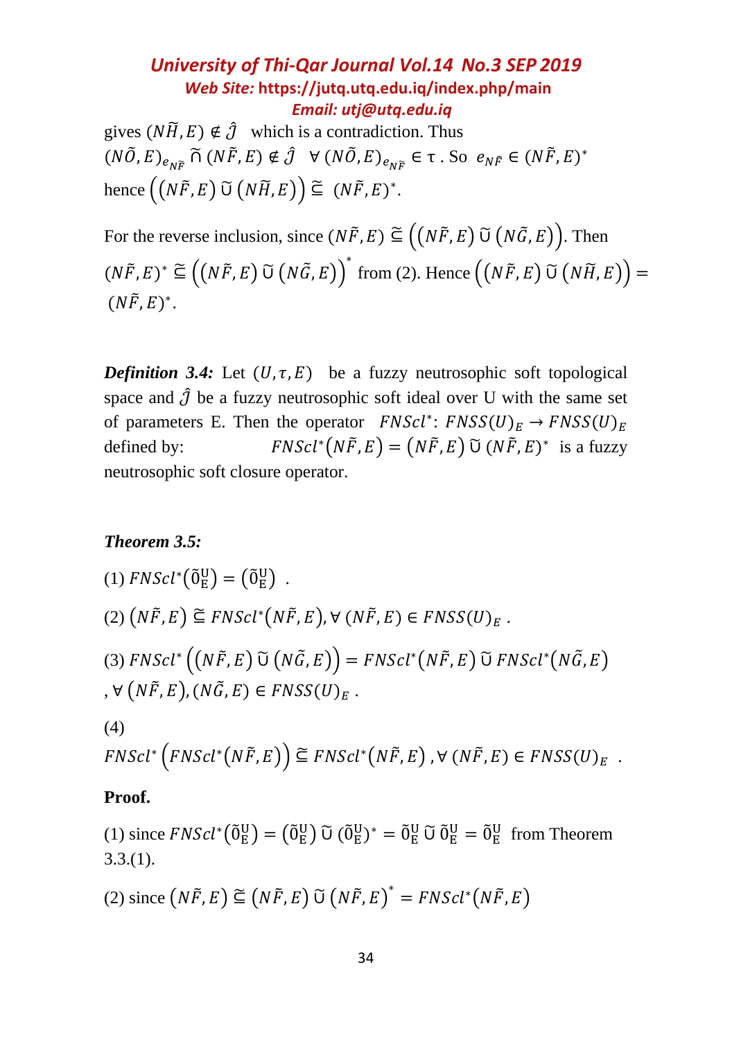gives $(N\tilde{H}, E) \notin \hat{\mathcal{J}}$ which is a contradiction. Thus $(N\tilde{O}, E)_{e_{N\tilde{F}}} \tilde{\cap} (N\tilde{F}, E) \notin \hat{\mathcal{J}} \quad \forall (N\tilde{O}, E)_{e_{N\tilde{F}}} \in \tau$. So $e_{N\tilde{F}} \in (N\tilde{F}, E)^*$ hence $\left((N\tilde{F}, E) \tilde{\cup} (N\tilde{H}, E)\right) \tilde{\subseteq} (N\tilde{F}, E)^*$.

For the reverse inclusion, since $(N\tilde{F}, E) \tilde{\subseteq} \left((N\tilde{F}, E) \tilde{\cup} (N\tilde{G}, E)\right)$. Then $(N\tilde{F}, E)^* \tilde{\subseteq} \left((N\tilde{F}, E) \tilde{\cup} (N\tilde{G}, E)\right)^*$ from (2). Hence $\left((N\tilde{F}, E) \tilde{\cup} (N\tilde{H}, E)\right) = (N\tilde{F}, E)^*$.

***Definition 3.4:*** Let $(U, \tau, E)$ be a fuzzy neutrosophic soft topological space and $\hat{\mathcal{J}}$ be a fuzzy neutrosophic soft ideal over U with the same set of parameters E. Then the operator $FNScl^*: FNSS(U)_E \to FNSS(U)_E$ defined by: $FNScl^*(N\tilde{F}, E) = (N\tilde{F}, E) \tilde{\cup} (N\tilde{F}, E)^*$ is a fuzzy neutrosophic soft closure operator.

***Theorem 3.5:***

(1) $FNScl^*(\tilde{0}_E^U) = (\tilde{0}_E^U)$ .

(2) $(N\tilde{F}, E) \tilde{\subseteq} FNScl^*(N\tilde{F}, E), \forall (N\tilde{F}, E) \in FNSS(U)_E$ .

(3) $FNScl^*\left((N\tilde{F}, E) \tilde{\cup} (N\tilde{G}, E)\right) = FNScl^*(N\tilde{F}, E) \tilde{\cup} FNScl^*(N\tilde{G}, E)$ , $\forall (N\tilde{F}, E), (N\tilde{G}, E) \in FNSS(U)_E$ .

(4) $FNScl^*\left(FNScl^*(N\tilde{F}, E)\right) \tilde{\subseteq} FNScl^*(N\tilde{F}, E), \forall (N\tilde{F}, E) \in FNSS(U)_E$ .

**Proof.**

(1) since $FNScl^*(\tilde{0}_E^U) = (\tilde{0}_E^U) \tilde{\cup} (\tilde{0}_E^U)^* = \tilde{0}_E^U \tilde{\cup} \tilde{0}_E^U = \tilde{0}_E^U$ from Theorem 3.3.(1).

(2) since $(N\tilde{F}, E) \tilde{\subseteq} (N\tilde{F}, E) \tilde{\cup} (N\tilde{F}, E)^* = FNScl^*(N\tilde{F}, E)$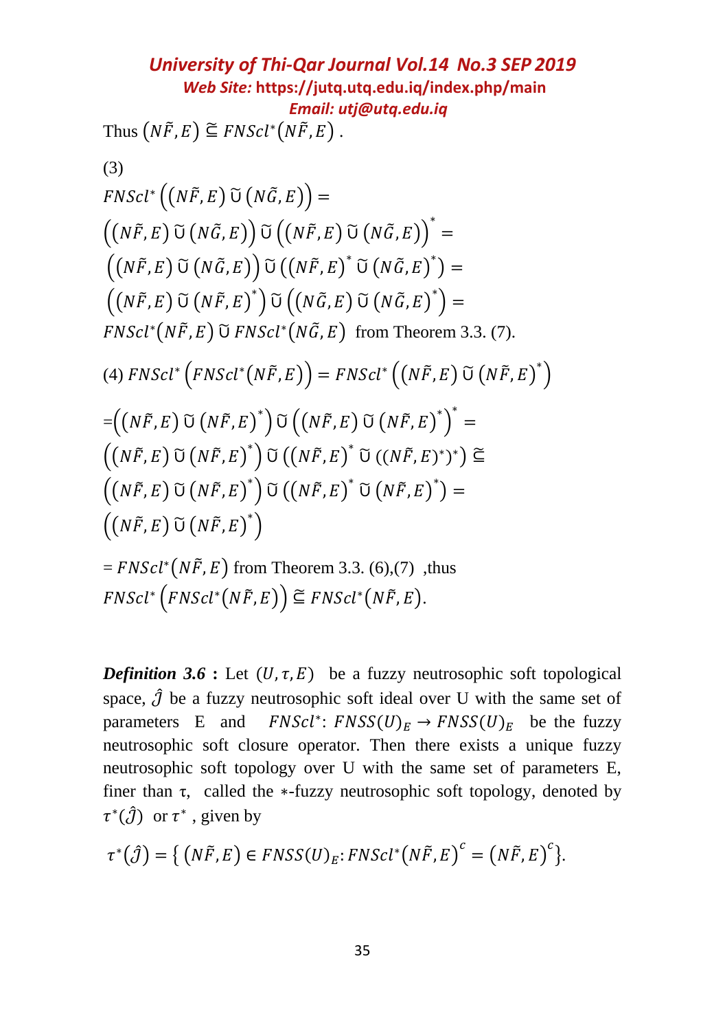Thus $(N\tilde{F},E) \tilde{\subseteq} FNScl^*(N\tilde{F},E)$ .

(3)

$$FNScl^*\left((N\tilde{F},E)\,\tilde{\cup}\,(N\tilde{G},E)\right) =$$
$$\left((N\tilde{F},E)\,\tilde{\cup}\,(N\tilde{G},E)\right)\tilde{\cup}\left((N\tilde{F},E)\,\tilde{\cup}\,(N\tilde{G},E)\right)^* =$$
$$\left((N\tilde{F},E)\,\tilde{\cup}\,(N\tilde{G},E)\right)\tilde{\cup}\left((N\tilde{F},E)^*\,\tilde{\cup}\,(N\tilde{G},E)^*\right) =$$
$$\left((N\tilde{F},E)\,\tilde{\cup}\,(N\tilde{F},E)^*\right)\tilde{\cup}\left((N\tilde{G},E)\,\tilde{\cup}\,(N\tilde{G},E)^*\right) =$$

$FNScl^*(N\tilde{F},E)\,\tilde{\cup}\,FNScl^*(N\tilde{G},E)$ from Theorem 3.3. (7).

(4) $FNScl^*\left(FNScl^*(N\tilde{F},E)\right) = FNScl^*\left((N\tilde{F},E)\,\tilde{\cup}\,(N\tilde{F},E)^*\right)$

$$=\left((N\tilde{F},E)\,\tilde{\cup}\,(N\tilde{F},E)^*\right)\tilde{\cup}\left((N\tilde{F},E)\,\tilde{\cup}\,(N\tilde{F},E)^*\right)^* =$$
$$\left((N\tilde{F},E)\,\tilde{\cup}\,(N\tilde{F},E)^*\right)\tilde{\cup}\left((N\tilde{F},E)^*\,\tilde{\cup}\,((N\tilde{F},E)^*)^*\right) \tilde{\subseteq}$$
$$\left((N\tilde{F},E)\,\tilde{\cup}\,(N\tilde{F},E)^*\right)\tilde{\cup}\left((N\tilde{F},E)^*\,\tilde{\cup}\,(N\tilde{F},E)^*\right) =$$
$$\left((N\tilde{F},E)\,\tilde{\cup}\,(N\tilde{F},E)^*\right)$$

$= FNScl^*(N\tilde{F},E)$ from Theorem 3.3. (6),(7) ,thus $FNScl^*\left(FNScl^*(N\tilde{F},E)\right) \tilde{\subseteq} FNScl^*(N\tilde{F},E)$.

***Definition 3.6*** **:** Let $(U,\tau,E)$ be a fuzzy neutrosophic soft topological space, $\hat{\mathcal{J}}$ be a fuzzy neutrosophic soft ideal over U with the same set of parameters E and $FNScl^*: FNSS(U)_E \to FNSS(U)_E$ be the fuzzy neutrosophic soft closure operator. Then there exists a unique fuzzy neutrosophic soft topology over U with the same set of parameters E, finer than $\tau$, called the $*$-fuzzy neutrosophic soft topology, denoted by $\tau^*(\hat{\mathcal{J}})$ or $\tau^*$ , given by

$$\tau^*(\hat{\mathcal{J}}) = \left\{ (N\tilde{F},E) \in FNSS(U)_E : FNScl^*(N\tilde{F},E)^c = (N\tilde{F},E)^c \right\}.$$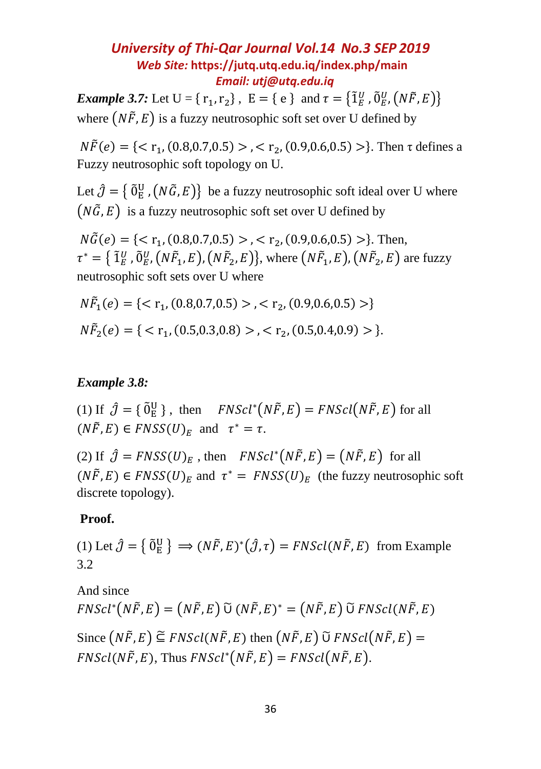***Example 3.7:*** Let $U = \{ r_1, r_2 \}$, $E = \{ e \}$ and $\tau = \{\tilde{1}_E^U, \tilde{0}_E^U, (N\tilde{F}, E)\}$ where $(N\tilde{F}, E)$ is a fuzzy neutrosophic soft set over U defined by

$N\tilde{F}(e) = \{< r_1, (0.8,0.7,0.5) >, < r_2, (0.9,0.6,0.5) >\}$. Then τ defines a Fuzzy neutrosophic soft topology on U.

Let $\hat{\mathcal{J}} = \{ \tilde{0}_E^U, (N\tilde{G}, E)\}$ be a fuzzy neutrosophic soft ideal over U where $(N\tilde{G}, E)$ is a fuzzy neutrosophic soft set over U defined by

$N\tilde{G}(e) = \{< r_1, (0.8,0.7,0.5) >, < r_2, (0.9,0.6,0.5) >\}$. Then, $\tau^* = \{ \tilde{1}_E^U, \tilde{0}_E^U, (N\tilde{F}_1, E), (N\tilde{F}_2, E)\}$, where $(N\tilde{F}_1, E), (N\tilde{F}_2, E)$ are fuzzy neutrosophic soft sets over U where

$N\tilde{F}_1(e) = \{< r_1, (0.8,0.7,0.5) >, < r_2, (0.9,0.6,0.5) >\}$

$N\tilde{F}_2(e) = \{ < r_1, (0.5,0.3,0.8) >, < r_2, (0.5,0.4,0.9) > \}$.

***Example 3.8:***

(1) If $\hat{\mathcal{J}} = \{ \tilde{0}_E^U \}$, then $FNSCl^*(N\tilde{F}, E) = FNSCl(N\tilde{F}, E)$ for all $(N\tilde{F}, E) \in FNSS(U)_E$ and $\tau^* = \tau$.

(2) If $\hat{\mathcal{J}} = FNSS(U)_E$, then $FNSCl^*(N\tilde{F}, E) = (N\tilde{F}, E)$ for all $(N\tilde{F}, E) \in FNSS(U)_E$ and $\tau^* = FNSS(U)_E$ (the fuzzy neutrosophic soft discrete topology).

**Proof.**

(1) Let $\hat{\mathcal{J}} = \{ \tilde{0}_E^U \} \Rightarrow (N\tilde{F}, E)^*(\hat{\mathcal{J}}, \tau) = FNSCl(N\tilde{F}, E)$ from Example 3.2

And since $FNSCl^*(N\tilde{F}, E) = (N\tilde{F}, E) \,\tilde{\cup}\, (N\tilde{F}, E)^* = (N\tilde{F}, E) \,\tilde{\cup}\, FNSCl(N\tilde{F}, E)$

Since $(N\tilde{F}, E) \tilde{\subseteq} FNSCl(N\tilde{F}, E)$ then $(N\tilde{F}, E) \,\tilde{\cup}\, FNSCl(N\tilde{F}, E) = FNSCl(N\tilde{F}, E)$, Thus $FNSCl^*(N\tilde{F}, E) = FNSCl(N\tilde{F}, E)$.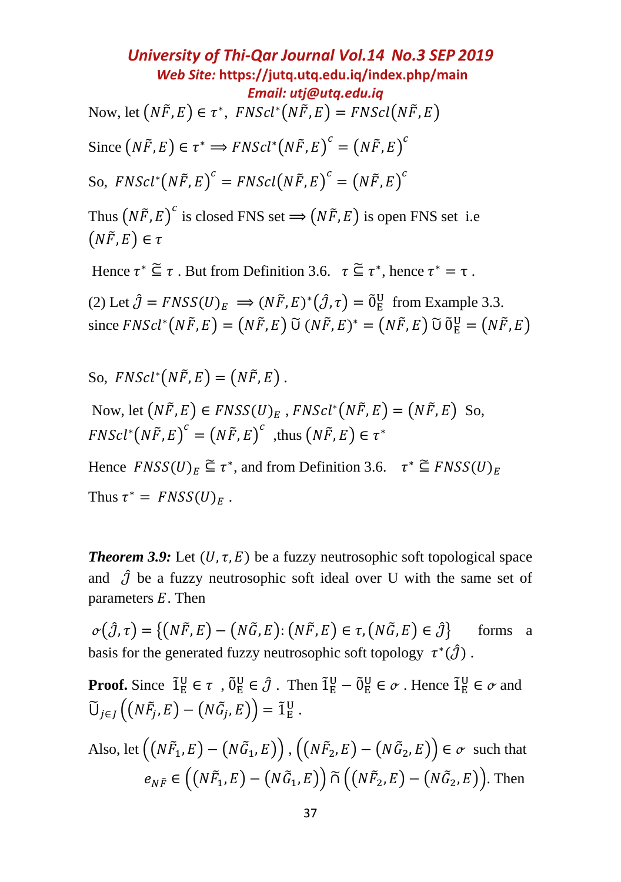Now, let $\left(N\tilde{F},E\right) \in \tau^*$, $FNScl^*\left(N\tilde{F},E\right) = FNScl\left(N\tilde{F},E\right)$

Since $\left(N\tilde{F},E\right) \in \tau^* \Longrightarrow FNScl^*\left(N\tilde{F},E\right)^c = \left(N\tilde{F},E\right)^c$

So, $FNScl^*\left(N\tilde{F},E\right)^c = FNScl\left(N\tilde{F},E\right)^c = \left(N\tilde{F},E\right)^c$

Thus $\left(N\tilde{F},E\right)^c$ is closed FNS set $\Longrightarrow \left(N\tilde{F},E\right)$ is open FNS set i.e $\left(N\tilde{F},E\right) \in \tau$

Hence $\tau^* \,\tilde{\sqsubseteq}\, \tau$ . But from Definition 3.6. $\tau \,\tilde{\sqsubseteq}\, \tau^*$, hence $\tau^* = \tau$ .

(2) Let $\hat{\jmath} = FNSS(U)_E \Longrightarrow (N\tilde{F},E)^*(\hat{\jmath},\tau) = \tilde{0}_E^U$ from Example 3.3.
since $FNScl^*\left(N\tilde{F},E\right) = \left(N\tilde{F},E\right) \,\tilde{\cup}\, (N\tilde{F},E)^* = \left(N\tilde{F},E\right) \,\tilde{\cup}\, \tilde{0}_E^U = \left(N\tilde{F},E\right)$

So, $FNScl^*\left(N\tilde{F},E\right) = \left(N\tilde{F},E\right)$ .

Now, let $\left(N\tilde{F},E\right) \in FNSS(U)_E$ , $FNScl^*\left(N\tilde{F},E\right) = \left(N\tilde{F},E\right)$ So, $FNScl^*\left(N\tilde{F},E\right)^c = \left(N\tilde{F},E\right)^c$ ,thus $\left(N\tilde{F},E\right) \in \tau^*$

Hence $FNSS(U)_E \,\tilde{\sqsubseteq}\, \tau^*$, and from Definition 3.6. $\tau^* \,\tilde{\sqsubseteq}\, FNSS(U)_E$

Thus $\tau^* = FNSS(U)_E$ .

***Theorem 3.9:*** Let $(U,\tau,E)$ be a fuzzy neutrosophic soft topological space and $\hat{\jmath}$ be a fuzzy neutrosophic soft ideal over U with the same set of parameters $E$. Then

$\sigma(\hat{\jmath},\tau) = \left\{\left(N\tilde{F},E\right) - \left(N\tilde{G},E\right) : \left(N\tilde{F},E\right) \in \tau, \left(N\tilde{G},E\right) \in \hat{\jmath}\right\}$ forms a basis for the generated fuzzy neutrosophic soft topology $\tau^*(\hat{\jmath})$ .

**Proof.** Since $\tilde{1}_E^U \in \tau$ , $\tilde{0}_E^U \in \hat{\jmath}$ . Then $\tilde{1}_E^U - \tilde{0}_E^U \in \sigma$ . Hence $\tilde{1}_E^U \in \sigma$ and $\tilde{\bigcup}_{j\in J}\left(\left(N\tilde{F}_j,E\right) - \left(N\tilde{G}_j,E\right)\right) = \tilde{1}_E^U$ .

Also, let $\left(\left(N\tilde{F}_1,E\right) - \left(N\tilde{G}_1,E\right)\right), \left(\left(N\tilde{F}_2,E\right) - \left(N\tilde{G}_2,E\right)\right) \in \sigma$ such that $e_{N\tilde{F}} \in \left(\left(N\tilde{F}_1,E\right) - \left(N\tilde{G}_1,E\right)\right) \,\tilde{\cap}\, \left(\left(N\tilde{F}_2,E\right) - \left(N\tilde{G}_2,E\right)\right)$. Then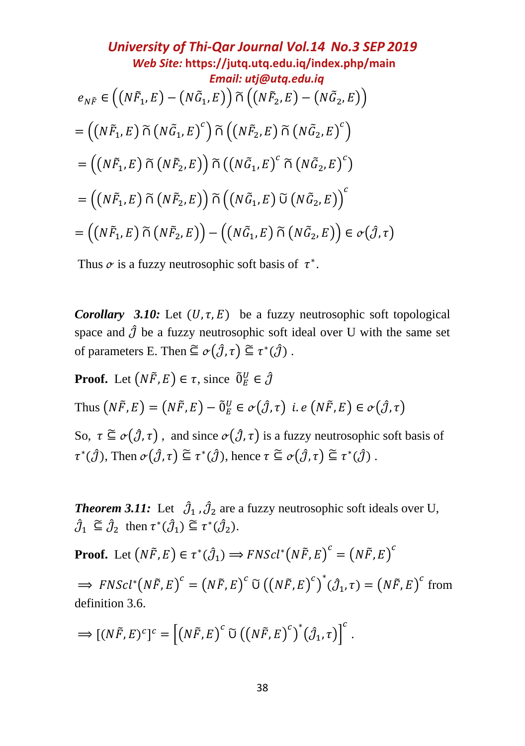$$e_{N\tilde{F}} \in \left(\left(N\tilde{F}_1, E\right) - \left(N\tilde{G}_1, E\right)\right) \tilde{\cap} \left(\left(N\tilde{F}_2, E\right) - \left(N\tilde{G}_2, E\right)\right)$$

$$= \left(\left(N\tilde{F}_1, E\right) \tilde{\cap} \left(N\tilde{G}_1, E\right)^c\right) \tilde{\cap} \left(\left(N\tilde{F}_2, E\right) \tilde{\cap} \left(N\tilde{G}_2, E\right)^c\right)$$

$$= \left(\left(N\tilde{F}_1, E\right) \tilde{\cap} \left(N\tilde{F}_2, E\right)\right) \tilde{\cap} \left(\left(N\tilde{G}_1, E\right)^c \tilde{\cap} \left(N\tilde{G}_2, E\right)^c\right)$$

$$= \left(\left(N\tilde{F}_1, E\right) \tilde{\cap} \left(N\tilde{F}_2, E\right)\right) \tilde{\cap} \left(\left(N\tilde{G}_1, E\right) \tilde{\cup} \left(N\tilde{G}_2, E\right)\right)^c$$

$$= \left(\left(N\tilde{F}_1, E\right) \tilde{\cap} \left(N\tilde{F}_2, E\right)\right) - \left(\left(N\tilde{G}_1, E\right) \tilde{\cap} \left(N\tilde{G}_2, E\right)\right) \in \sigma\left(\hat{\mathcal{J}}, \tau\right)$$

Thus $\sigma$ is a fuzzy neutrosophic soft basis of $\tau^*$.

***Corollary 3.10:*** Let $(U, \tau, E)$ be a fuzzy neutrosophic soft topological space and $\hat{\mathcal{J}}$ be a fuzzy neutrosophic soft ideal over U with the same set of parameters E. Then $\tilde{\subseteq}\ \sigma\left(\hat{\mathcal{J}}, \tau\right) \tilde{\subseteq} \tau^*(\hat{\mathcal{J}})$ .

**Proof.** Let $\left(N\tilde{F}, E\right) \in \tau$, since $\tilde{0}_E^U \in \hat{\mathcal{J}}$

Thus $\left(N\tilde{F}, E\right) = \left(N\tilde{F}, E\right) - \tilde{0}_E^U \in \sigma\left(\hat{\mathcal{J}}, \tau\right)$ *i.e* $\left(N\tilde{F}, E\right) \in \sigma\left(\hat{\mathcal{J}}, \tau\right)$

So, $\tau \tilde{\subseteq} \sigma\left(\hat{\mathcal{J}}, \tau\right)$ , and since $\sigma\left(\hat{\mathcal{J}}, \tau\right)$ is a fuzzy neutrosophic soft basis of $\tau^*(\hat{\mathcal{J}})$, Then $\sigma\left(\hat{\mathcal{J}}, \tau\right) \tilde{\subseteq} \tau^*(\hat{\mathcal{J}})$, hence $\tau \tilde{\subseteq} \sigma\left(\hat{\mathcal{J}}, \tau\right) \tilde{\subseteq} \tau^*(\hat{\mathcal{J}})$ .

***Theorem 3.11:*** Let $\hat{\mathcal{J}}_1, \hat{\mathcal{J}}_2$ are a fuzzy neutrosophic soft ideals over U, $\hat{\mathcal{J}}_1 \tilde{\subseteq} \hat{\mathcal{J}}_2$ then $\tau^*(\hat{\mathcal{J}}_1) \tilde{\subseteq} \tau^*(\hat{\mathcal{J}}_2)$.

**Proof.** Let $\left(N\tilde{F}, E\right) \in \tau^*(\hat{\mathcal{J}}_1) \Longrightarrow FNScl^*\left(N\tilde{F}, E\right)^c = \left(N\tilde{F}, E\right)^c$

$\Longrightarrow\ FNScl^*\left(N\tilde{F}, E\right)^c = \left(N\tilde{F}, E\right)^c \tilde{\cup} \left(\left(N\tilde{F}, E\right)^c\right)^* (\hat{\mathcal{J}}_1, \tau) = \left(N\tilde{F}, E\right)^c$ from definition 3.6.

$$\Longrightarrow [(N\tilde{F}, E)^c]^c = \left[\left(N\tilde{F}, E\right)^c \tilde{\cup} \left(\left(N\tilde{F}, E\right)^c\right)^* (\hat{\mathcal{J}}_1, \tau)\right]^c .$$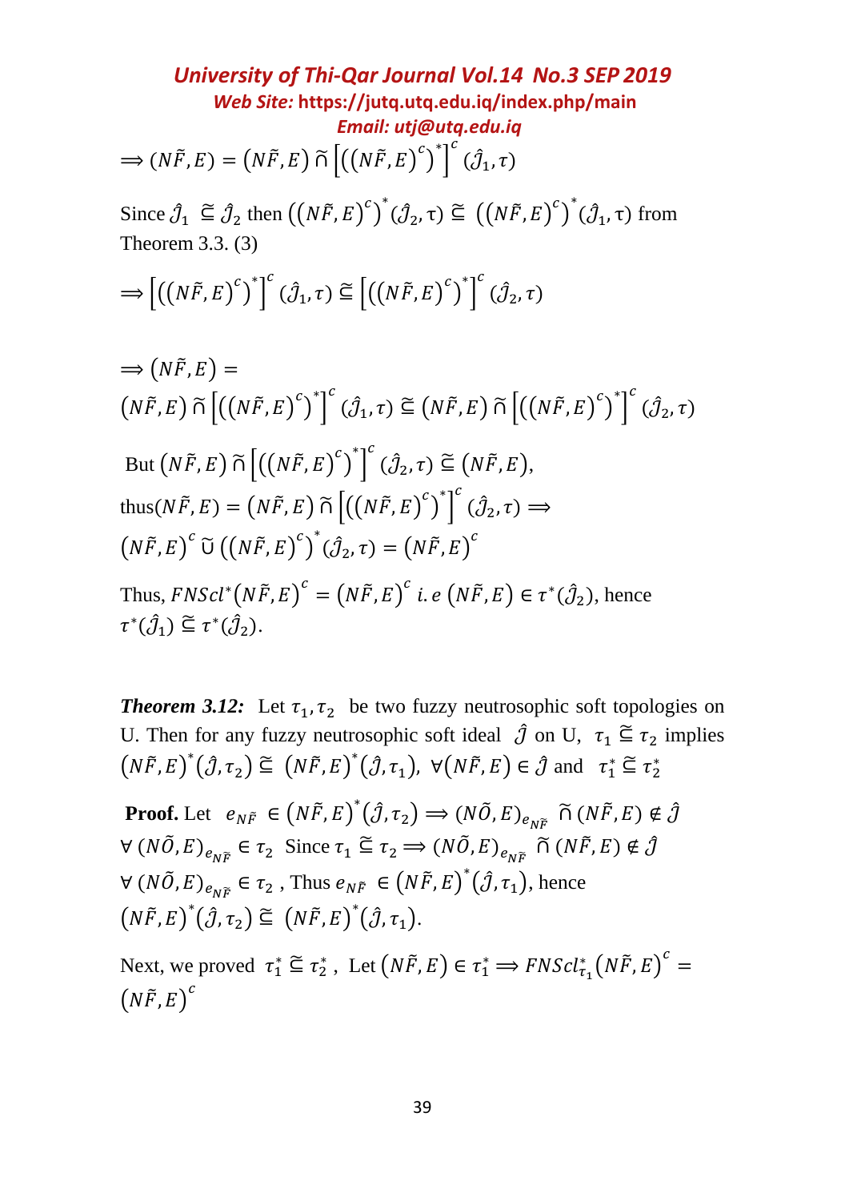$$\Longrightarrow (N\tilde{F}, E) = (N\tilde{F}, E) \,\tilde{\cap}\, \left[\left((N\tilde{F}, E)^c\right)^*\right]^c (\hat{\mathcal{J}}_1, \tau)$$

Since $\hat{\mathcal{J}}_1 \,\tilde{\subseteq}\, \hat{\mathcal{J}}_2$ then $\left((N\tilde{F}, E)^c\right)^* (\hat{\mathcal{J}}_2, \tau) \,\tilde{\subseteq}\, \left((N\tilde{F}, E)^c\right)^* (\hat{\mathcal{J}}_1, \tau)$ from Theorem 3.3. (3)

$$\Longrightarrow \left[\left((N\tilde{F}, E)^c\right)^*\right]^c (\hat{\mathcal{J}}_1, \tau) \,\tilde{\subseteq}\, \left[\left((N\tilde{F}, E)^c\right)^*\right]^c (\hat{\mathcal{J}}_2, \tau)$$

$$\Longrightarrow (N\tilde{F}, E) =$$
$$(N\tilde{F}, E) \,\tilde{\cap}\, \left[\left((N\tilde{F}, E)^c\right)^*\right]^c (\hat{\mathcal{J}}_1, \tau) \,\tilde{\subseteq}\, (N\tilde{F}, E) \,\tilde{\cap}\, \left[\left((N\tilde{F}, E)^c\right)^*\right]^c (\hat{\mathcal{J}}_2, \tau)$$

But $(N\tilde{F}, E) \,\tilde{\cap}\, \left[\left((N\tilde{F}, E)^c\right)^*\right]^c (\hat{\mathcal{J}}_2, \tau) \,\tilde{\subseteq}\, (N\tilde{F}, E)$,
thus$(N\tilde{F}, E) = (N\tilde{F}, E) \,\tilde{\cap}\, \left[\left((N\tilde{F}, E)^c\right)^*\right]^c (\hat{\mathcal{J}}_2, \tau) \Longrightarrow$
$(N\tilde{F}, E)^c \,\tilde{\cup}\, \left((N\tilde{F}, E)^c\right)^* (\hat{\mathcal{J}}_2, \tau) = (N\tilde{F}, E)^c$

Thus, $FNScl^*(N\tilde{F}, E)^c = (N\tilde{F}, E)^c$ i.e $(N\tilde{F}, E) \in \tau^*(\hat{\mathcal{J}}_2)$, hence $\tau^*(\hat{\mathcal{J}}_1) \,\tilde{\subseteq}\, \tau^*(\hat{\mathcal{J}}_2)$.

***Theorem 3.12:*** Let $\tau_1, \tau_2$ be two fuzzy neutrosophic soft topologies on U. Then for any fuzzy neutrosophic soft ideal $\hat{\mathcal{J}}$ on U, $\tau_1 \,\tilde{\subseteq}\, \tau_2$ implies $(N\tilde{F}, E)^*(\hat{\mathcal{J}}, \tau_2) \,\tilde{\subseteq}\, (N\tilde{F}, E)^*(\hat{\mathcal{J}}, \tau_1)$, $\forall (N\tilde{F}, E) \in \hat{\mathcal{J}}$ and $\tau_1^* \,\tilde{\subseteq}\, \tau_2^*$

**Proof.** Let $e_{N\tilde{F}} \in (N\tilde{F}, E)^*(\hat{\mathcal{J}}, \tau_2) \Longrightarrow (N\tilde{O}, E)_{e_{N\tilde{F}}} \,\tilde{\cap}\, (N\tilde{F}, E) \notin \hat{\mathcal{J}}$ $\forall\, (N\tilde{O}, E)_{e_{N\tilde{F}}} \in \tau_2$ Since $\tau_1 \,\tilde{\subseteq}\, \tau_2 \Longrightarrow (N\tilde{O}, E)_{e_{N\tilde{F}}} \,\tilde{\cap}\, (N\tilde{F}, E) \notin \hat{\mathcal{J}}$ $\forall\, (N\tilde{O}, E)_{e_{N\tilde{F}}} \in \tau_2$ , Thus $e_{N\tilde{F}} \in (N\tilde{F}, E)^*(\hat{\mathcal{J}}, \tau_1)$, hence $(N\tilde{F}, E)^*(\hat{\mathcal{J}}, \tau_2) \,\tilde{\subseteq}\, (N\tilde{F}, E)^*(\hat{\mathcal{J}}, \tau_1)$.

Next, we proved $\tau_1^* \,\tilde{\subseteq}\, \tau_2^*$ , Let $(N\tilde{F}, E) \in \tau_1^* \Longrightarrow FNScl^*_{\tau_1}(N\tilde{F}, E)^c = (N\tilde{F}, E)^c$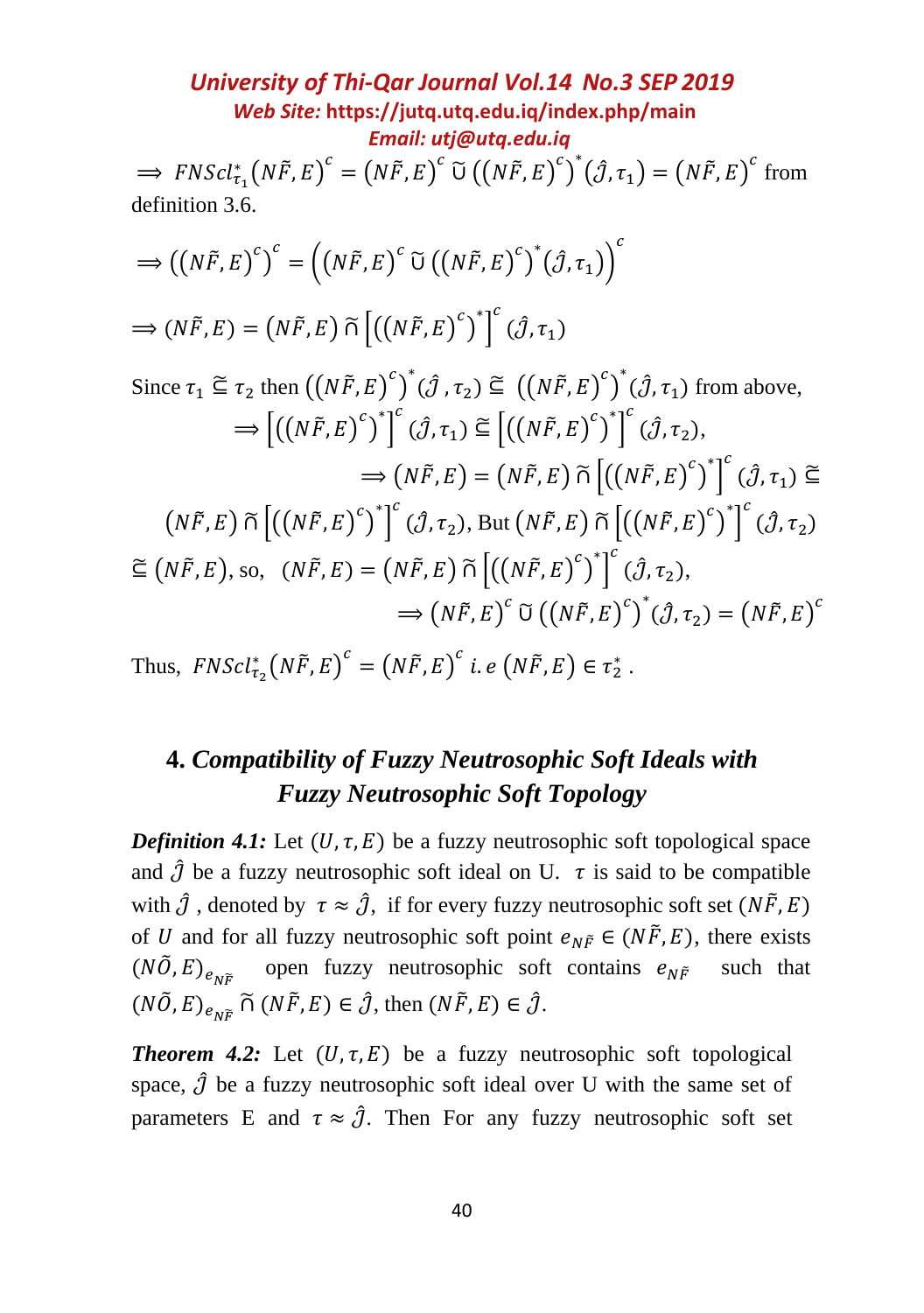$\Rightarrow FNScl^*_{\tau_1}(N\tilde{F},E)^c = (N\tilde{F},E)^c \,\tilde{\cup}\, \left((N\tilde{F},E)^c\right)^*(\hat{\mathcal{J}},\tau_1) = (N\tilde{F},E)^c$ from definition 3.6.

$$\Rightarrow \left((N\tilde{F},E)^c\right)^c = \left((N\tilde{F},E)^c \,\tilde{\cup}\, \left((N\tilde{F},E)^c\right)^*(\hat{\mathcal{J}},\tau_1)\right)^c$$

$$\Rightarrow (N\tilde{F},E) = (N\tilde{F},E) \,\tilde{\cap}\, \left[\left((N\tilde{F},E)^c\right)^*\right]^c(\hat{\mathcal{J}},\tau_1)$$

Since $\tau_1 \tilde{\subseteq} \tau_2$ then $\left((N\tilde{F},E)^c\right)^*(\hat{\mathcal{J}},\tau_2) \tilde{\subseteq} \left((N\tilde{F},E)^c\right)^*(\hat{\mathcal{J}},\tau_1)$ from above,

$$\Rightarrow \left[\left((N\tilde{F},E)^c\right)^*\right]^c(\hat{\mathcal{J}},\tau_1) \tilde{\subseteq} \left[\left((N\tilde{F},E)^c\right)^*\right]^c(\hat{\mathcal{J}},\tau_2),$$

$$\Rightarrow (N\tilde{F},E) = (N\tilde{F},E) \,\tilde{\cap}\, \left[\left((N\tilde{F},E)^c\right)^*\right]^c(\hat{\mathcal{J}},\tau_1) \tilde{\subseteq}$$

$(N\tilde{F},E) \,\tilde{\cap}\, \left[\left((N\tilde{F},E)^c\right)^*\right]^c(\hat{\mathcal{J}},\tau_2)$, But $(N\tilde{F},E) \,\tilde{\cap}\, \left[\left((N\tilde{F},E)^c\right)^*\right]^c(\hat{\mathcal{J}},\tau_2)$ $\tilde{\subseteq} (N\tilde{F},E)$, so, $(N\tilde{F},E) = (N\tilde{F},E) \,\tilde{\cap}\, \left[\left((N\tilde{F},E)^c\right)^*\right]^c(\hat{\mathcal{J}},\tau_2)$,

$$\Rightarrow (N\tilde{F},E)^c \,\tilde{\cup}\, \left((N\tilde{F},E)^c\right)^*(\hat{\mathcal{J}},\tau_2) = (N\tilde{F},E)^c$$

Thus, $FNScl^*_{\tau_2}(N\tilde{F},E)^c = (N\tilde{F},E)^c$ *i.e* $(N\tilde{F},E) \in \tau_2^*$.

## 4. *Compatibility of Fuzzy Neutrosophic Soft Ideals with Fuzzy Neutrosophic Soft Topology*

***Definition 4.1:*** Let $(U,\tau,E)$ be a fuzzy neutrosophic soft topological space and $\hat{\mathcal{J}}$ be a fuzzy neutrosophic soft ideal on U. $\tau$ is said to be compatible with $\hat{\mathcal{J}}$, denoted by $\tau \approx \hat{\mathcal{J}}$, if for every fuzzy neutrosophic soft set $(N\tilde{F},E)$ of $U$ and for all fuzzy neutrosophic soft point $e_{N\tilde{F}} \in (N\tilde{F},E)$, there exists $(N\tilde{O},E)_{e_{N\tilde{F}}}$ open fuzzy neutrosophic soft contains $e_{N\tilde{F}}$ such that $(N\tilde{O},E)_{e_{N\tilde{F}}} \,\tilde{\cap}\, (N\tilde{F},E) \in \hat{\mathcal{J}}$, then $(N\tilde{F},E) \in \hat{\mathcal{J}}$.

***Theorem 4.2:*** Let $(U,\tau,E)$ be a fuzzy neutrosophic soft topological space, $\hat{\mathcal{J}}$ be a fuzzy neutrosophic soft ideal over U with the same set of parameters E and $\tau \approx \hat{\mathcal{J}}$. Then For any fuzzy neutrosophic soft set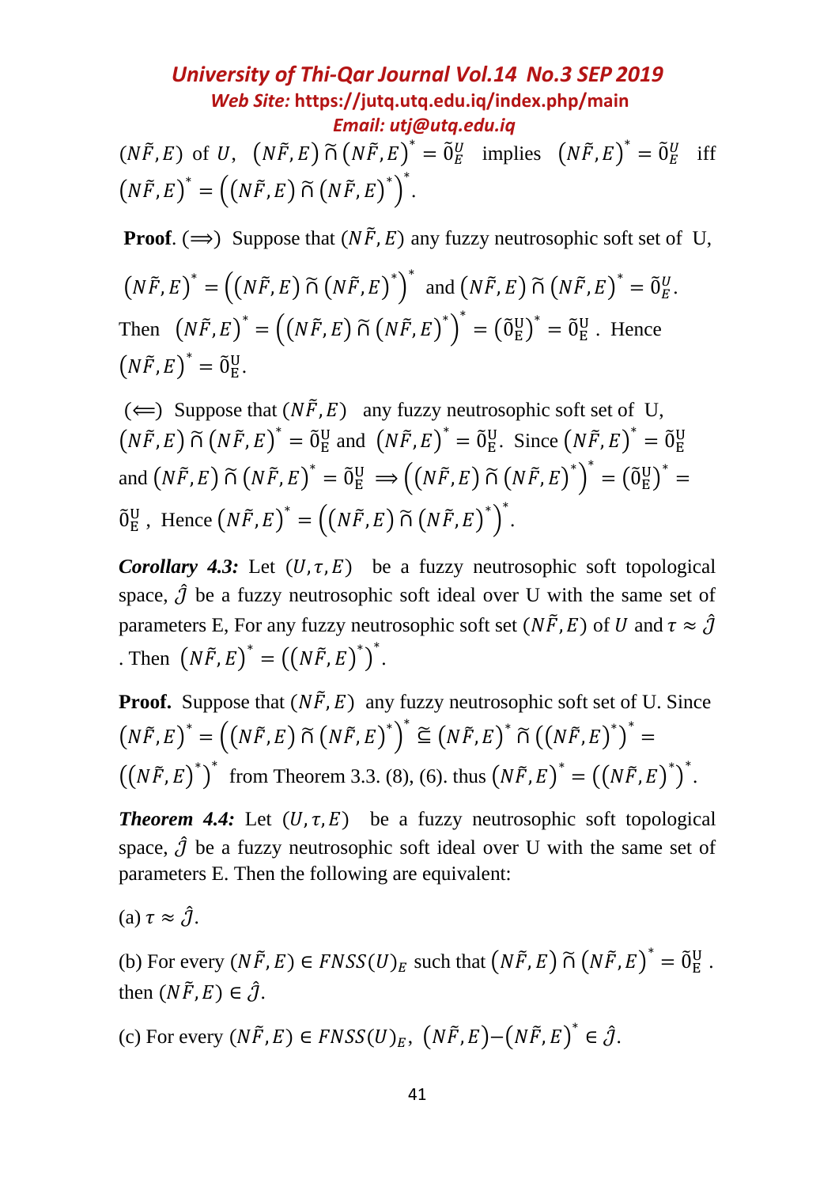$(N\tilde{F},E)$ of $U$, $(N\tilde{F},E)\,\tilde{\cap}\,(N\tilde{F},E)^{*}=\tilde{0}_{E}^{U}$ implies $(N\tilde{F},E)^{*}=\tilde{0}_{E}^{U}$ iff $(N\tilde{F},E)^{*}=\left((N\tilde{F},E)\,\tilde{\cap}\,(N\tilde{F},E)^{*}\right)^{*}$.

**Proof**. $(\Longrightarrow)$ Suppose that $(N\tilde{F},E)$ any fuzzy neutrosophic soft set of U, $(N\tilde{F},E)^{*}=\left((N\tilde{F},E)\,\tilde{\cap}\,(N\tilde{F},E)^{*}\right)^{*}$ and $(N\tilde{F},E)\,\tilde{\cap}\,(N\tilde{F},E)^{*}=\tilde{0}_{E}^{U}$. Then $(N\tilde{F},E)^{*}=\left((N\tilde{F},E)\,\tilde{\cap}\,(N\tilde{F},E)^{*}\right)^{*}=\left(\tilde{0}_{E}^{U}\right)^{*}=\tilde{0}_{E}^{U}$. Hence $(N\tilde{F},E)^{*}=\tilde{0}_{E}^{U}$.

$(\Longleftarrow)$ Suppose that $(N\tilde{F},E)$ any fuzzy neutrosophic soft set of U, $(N\tilde{F},E)\,\tilde{\cap}\,(N\tilde{F},E)^{*}=\tilde{0}_{E}^{U}$ and $(N\tilde{F},E)^{*}=\tilde{0}_{E}^{U}$. Since $(N\tilde{F},E)^{*}=\tilde{0}_{E}^{U}$ and $(N\tilde{F},E)\,\tilde{\cap}\,(N\tilde{F},E)^{*}=\tilde{0}_{E}^{U}\Longrightarrow\left((N\tilde{F},E)\,\tilde{\cap}\,(N\tilde{F},E)^{*}\right)^{*}=\left(\tilde{0}_{E}^{U}\right)^{*}=\tilde{0}_{E}^{U}$, Hence $(N\tilde{F},E)^{*}=\left((N\tilde{F},E)\,\tilde{\cap}\,(N\tilde{F},E)^{*}\right)^{*}$.

***Corollary 4.3:*** Let $(U,\tau,E)$ be a fuzzy neutrosophic soft topological space, $\hat{\mathcal{J}}$ be a fuzzy neutrosophic soft ideal over U with the same set of parameters E, For any fuzzy neutrosophic soft set $(N\tilde{F},E)$ of $U$ and $\tau\approx\hat{\mathcal{J}}$. Then $(N\tilde{F},E)^{*}=\left((N\tilde{F},E)^{*}\right)^{*}$.

**Proof.** Suppose that $(N\tilde{F},E)$ any fuzzy neutrosophic soft set of U. Since $(N\tilde{F},E)^{*}=\left((N\tilde{F},E)\,\tilde{\cap}\,(N\tilde{F},E)^{*}\right)^{*}\,\tilde{\subseteq}\,(N\tilde{F},E)^{*}\,\tilde{\cap}\,\left((N\tilde{F},E)^{*}\right)^{*}=\left((N\tilde{F},E)^{*}\right)^{*}$ from Theorem 3.3. (8), (6). thus $(N\tilde{F},E)^{*}=\left((N\tilde{F},E)^{*}\right)^{*}$.

***Theorem 4.4:*** Let $(U,\tau,E)$ be a fuzzy neutrosophic soft topological space, $\hat{\mathcal{J}}$ be a fuzzy neutrosophic soft ideal over U with the same set of parameters E. Then the following are equivalent:

(a) $\tau\approx\hat{\mathcal{J}}$.

(b) For every $(N\tilde{F},E)\in FNSS(U)_{E}$ such that $(N\tilde{F},E)\,\tilde{\cap}\,(N\tilde{F},E)^{*}=\tilde{0}_{E}^{U}$. then $(N\tilde{F},E)\in\hat{\mathcal{J}}$.

(c) For every $(N\tilde{F},E)\in FNSS(U)_{E}$, $(N\tilde{F},E)-(N\tilde{F},E)^{*}\in\hat{\mathcal{J}}$.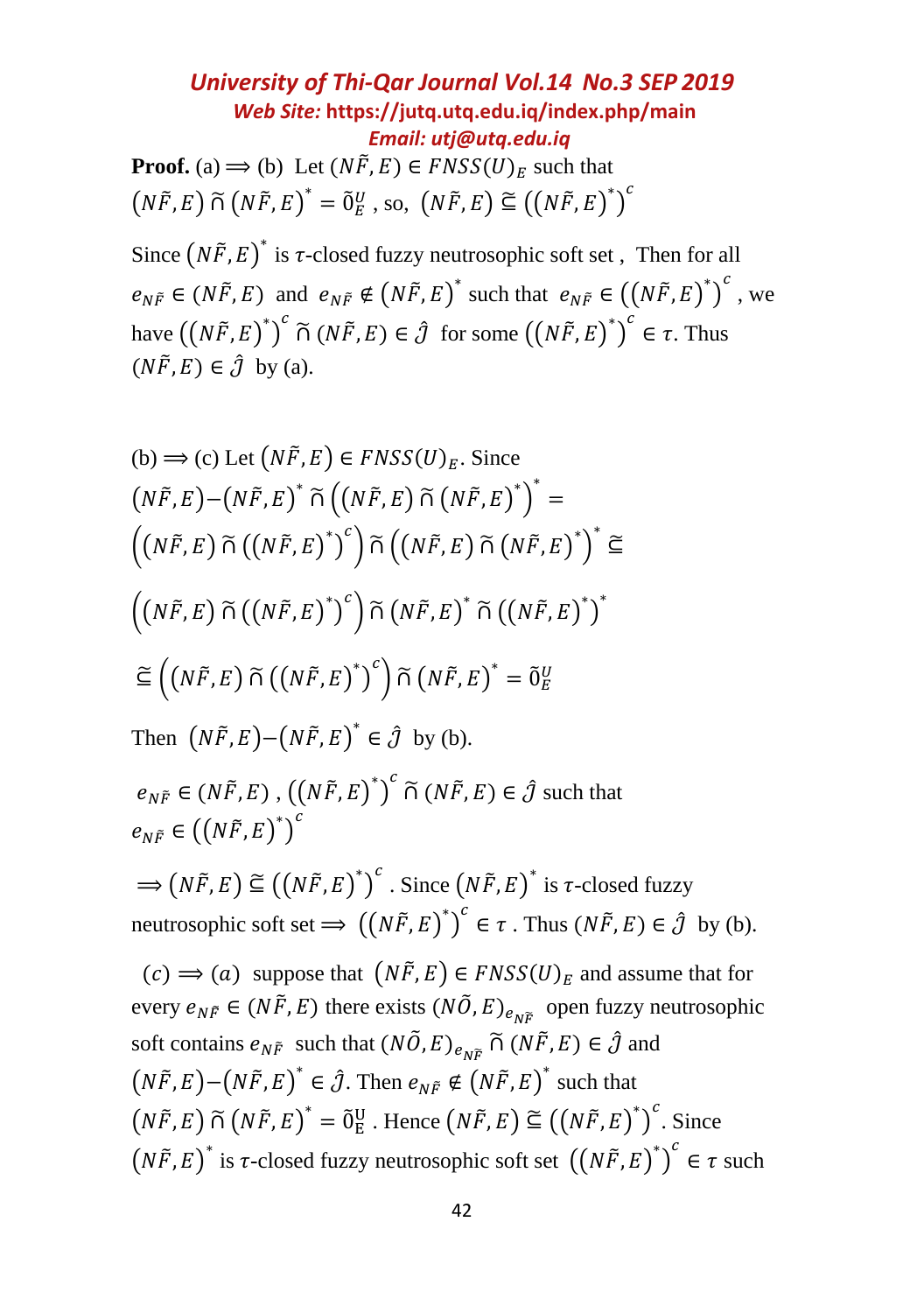**Proof.** (a) $\Longrightarrow$ (b) Let $(N\tilde{F},E) \in FNSS(U)_E$ such that $(N\tilde{F},E) \,\tilde{\cap}\, (N\tilde{F},E)^* = \tilde{0}_E^U$ , so, $(N\tilde{F},E) \,\tilde{\subseteq}\, \left((N\tilde{F},E)^*\right)^c$

Since $(N\tilde{F},E)^*$ is $\tau$-closed fuzzy neutrosophic soft set , Then for all $e_{N\tilde{F}} \in (N\tilde{F},E)$ and $e_{N\tilde{F}} \notin (N\tilde{F},E)^*$ such that $e_{N\tilde{F}} \in \left((N\tilde{F},E)^*\right)^c$ , we have $\left((N\tilde{F},E)^*\right)^c \,\tilde{\cap}\, (N\tilde{F},E) \in \hat{\mathcal{J}}$ for some $\left((N\tilde{F},E)^*\right)^c \in \tau$. Thus $(N\tilde{F},E) \in \hat{\mathcal{J}}$ by (a).

(b) $\Longrightarrow$ (c) Let $(N\tilde{F},E) \in FNSS(U)_E$. Since

$$(N\tilde{F},E) - (N\tilde{F},E)^* \,\tilde{\cap}\, \left((N\tilde{F},E) \,\tilde{\cap}\, (N\tilde{F},E)^*\right)^* =$$

$$\left((N\tilde{F},E) \,\tilde{\cap}\, \left((N\tilde{F},E)^*\right)^c\right) \tilde{\cap} \left((N\tilde{F},E) \,\tilde{\cap}\, (N\tilde{F},E)^*\right)^* \,\tilde{\subseteq}$$

$$\left((N\tilde{F},E) \,\tilde{\cap}\, \left((N\tilde{F},E)^*\right)^c\right) \tilde{\cap}\, (N\tilde{F},E)^* \,\tilde{\cap}\, \left((N\tilde{F},E)^*\right)^*$$

$$\tilde{\subseteq} \left((N\tilde{F},E) \,\tilde{\cap}\, \left((N\tilde{F},E)^*\right)^c\right) \tilde{\cap}\, (N\tilde{F},E)^* = \tilde{0}_E^U$$

Then $(N\tilde{F},E) - (N\tilde{F},E)^* \in \hat{\mathcal{J}}$ by (b).

$e_{N\tilde{F}} \in (N\tilde{F},E)$ , $\left((N\tilde{F},E)^*\right)^c \,\tilde{\cap}\, (N\tilde{F},E) \in \hat{\mathcal{J}}$ such that $e_{N\tilde{F}} \in \left((N\tilde{F},E)^*\right)^c$

$\Longrightarrow (N\tilde{F},E) \,\tilde{\subseteq}\, \left((N\tilde{F},E)^*\right)^c$ . Since $(N\tilde{F},E)^*$ is $\tau$-closed fuzzy neutrosophic soft set $\Longrightarrow$ $\left((N\tilde{F},E)^*\right)^c \in \tau$ . Thus $(N\tilde{F},E) \in \hat{\mathcal{J}}$ by (b).

$(c) \Longrightarrow (a)$ suppose that $(N\tilde{F},E) \in FNSS(U)_E$ and assume that for every $e_{N\tilde{F}} \in (N\tilde{F},E)$ there exists $(N\tilde{O},E)_{e_{N\tilde{F}}}$ open fuzzy neutrosophic soft contains $e_{N\tilde{F}}$ such that $(N\tilde{O},E)_{e_{N\tilde{F}}} \,\tilde{\cap}\, (N\tilde{F},E) \in \hat{\mathcal{J}}$ and $(N\tilde{F},E) - (N\tilde{F},E)^* \in \hat{\mathcal{J}}$. Then $e_{N\tilde{F}} \notin (N\tilde{F},E)^*$ such that $(N\tilde{F},E) \,\tilde{\cap}\, (N\tilde{F},E)^* = \tilde{0}_E^U$ . Hence $(N\tilde{F},E) \,\tilde{\subseteq}\, \left((N\tilde{F},E)^*\right)^c$. Since $(N\tilde{F},E)^*$ is $\tau$-closed fuzzy neutrosophic soft set $\left((N\tilde{F},E)^*\right)^c \in \tau$ such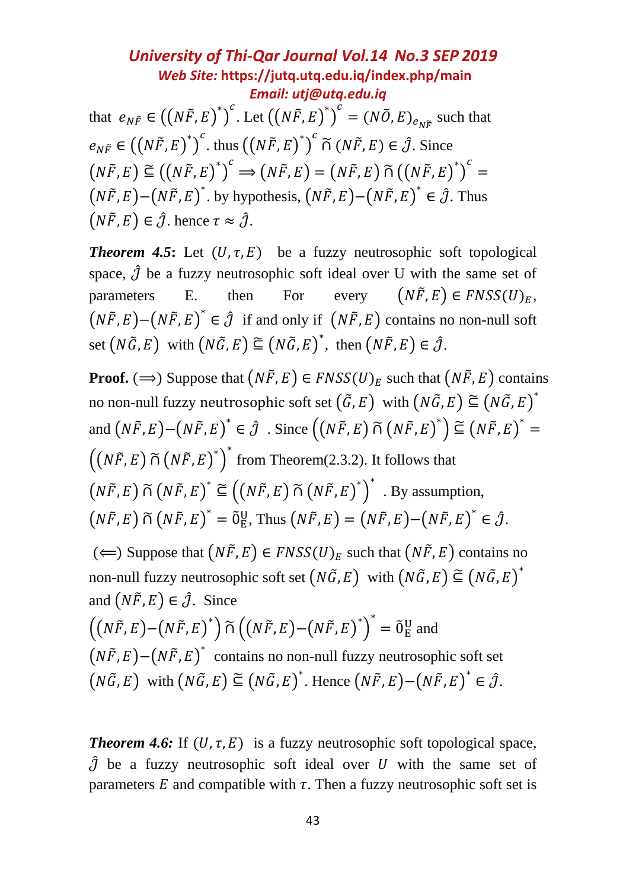that $e_{N\tilde{F}} \in \left(\left(N\tilde{F},E\right)^{*}\right)^{c}$. Let $\left(\left(N\tilde{F},E\right)^{*}\right)^{c} = (N\tilde{O},E)_{e_{N\tilde{F}}}$ such that $e_{N\tilde{F}} \in \left(\left(N\tilde{F},E\right)^{*}\right)^{c}$. thus $\left(\left(N\tilde{F},E\right)^{*}\right)^{c} \tilde{\sqcap} \left(N\tilde{F},E\right) \in \hat{J}$. Since $\left(N\tilde{F},E\right) \tilde{\sqsubseteq} \left(\left(N\tilde{F},E\right)^{*}\right)^{c} \Rightarrow \left(N\tilde{F},E\right) = \left(N\tilde{F},E\right) \tilde{\sqcap} \left(\left(N\tilde{F},E\right)^{*}\right)^{c} = \left(N\tilde{F},E\right) - \left(N\tilde{F},E\right)^{*}$. by hypothesis, $\left(N\tilde{F},E\right) - \left(N\tilde{F},E\right)^{*} \in \hat{J}$. Thus $\left(N\tilde{F},E\right) \in \hat{J}$. hence $\tau \approx \hat{J}$.

***Theorem 4.5*:** Let $(U,\tau,E)$ be a fuzzy neutrosophic soft topological space, $\hat{J}$ be a fuzzy neutrosophic soft ideal over U with the same set of parameters E. then For every $\left(N\tilde{F},E\right) \in FNSS(U)_E$, $\left(N\tilde{F},E\right) - \left(N\tilde{F},E\right)^{*} \in \hat{J}$ if and only if $\left(N\tilde{F},E\right)$ contains no non-null soft set $\left(N\tilde{G},E\right)$ with $\left(N\tilde{G},E\right) \tilde{\sqsubseteq} \left(N\tilde{G},E\right)^{*}$, then $\left(N\tilde{F},E\right) \in \hat{J}$.

**Proof.** ($\Longrightarrow$) Suppose that $\left(N\tilde{F},E\right) \in FNSS(U)_E$ such that $\left(N\tilde{F},E\right)$ contains no non-null fuzzy neutrosophic soft set $\left(\tilde{G},E\right)$ with $\left(N\tilde{G},E\right) \tilde{\sqsubseteq} \left(N\tilde{G},E\right)^{*}$ and $\left(N\tilde{F},E\right) - \left(N\tilde{F},E\right)^{*} \in \hat{J}$ . Since $\left(\left(N\tilde{F},E\right) \tilde{\sqcap} \left(N\tilde{F},E\right)^{*}\right) \tilde{\sqsubseteq} \left(N\tilde{F},E\right)^{*} = \left(\left(N\tilde{F},E\right) \tilde{\sqcap} \left(N\tilde{F},E\right)^{*}\right)^{*}$ from Theorem(2.3.2). It follows that $\left(N\tilde{F},E\right) \tilde{\sqcap} \left(N\tilde{F},E\right)^{*} \tilde{\sqsubseteq} \left(\left(N\tilde{F},E\right) \tilde{\sqcap} \left(N\tilde{F},E\right)^{*}\right)^{*}$ . By assumption, $\left(N\tilde{F},E\right) \tilde{\sqcap} \left(N\tilde{F},E\right)^{*} = \tilde{0}_{\mathrm{E}}^{\mathrm{U}}$, Thus $\left(N\tilde{F},E\right) = \left(N\tilde{F},E\right) - \left(N\tilde{F},E\right)^{*} \in \hat{J}$.

($\Longleftarrow$) Suppose that $\left(N\tilde{F},E\right) \in FNSS(U)_E$ such that $\left(N\tilde{F},E\right)$ contains no non-null fuzzy neutrosophic soft set $\left(N\tilde{G},E\right)$ with $\left(N\tilde{G},E\right) \tilde{\sqsubseteq} \left(N\tilde{G},E\right)^{*}$ and $\left(N\tilde{F},E\right) \in \hat{J}$. Since $\left(\left(N\tilde{F},E\right) - \left(N\tilde{F},E\right)^{*}\right) \tilde{\sqcap} \left(\left(N\tilde{F},E\right) - \left(N\tilde{F},E\right)^{*}\right)^{*} = \tilde{0}_{\mathrm{E}}^{\mathrm{U}}$ and $\left(N\tilde{F},E\right) - \left(N\tilde{F},E\right)^{*}$ contains no non-null fuzzy neutrosophic soft set $\left(N\tilde{G},E\right)$ with $\left(N\tilde{G},E\right) \tilde{\sqsubseteq} \left(N\tilde{G},E\right)^{*}$. Hence $\left(N\tilde{F},E\right) - \left(N\tilde{F},E\right)^{*} \in \hat{J}$.

***Theorem 4.6:*** If $(U,\tau,E)$ is a fuzzy neutrosophic soft topological space, $\hat{J}$ be a fuzzy neutrosophic soft ideal over $U$ with the same set of parameters $E$ and compatible with $\tau$. Then a fuzzy neutrosophic soft set is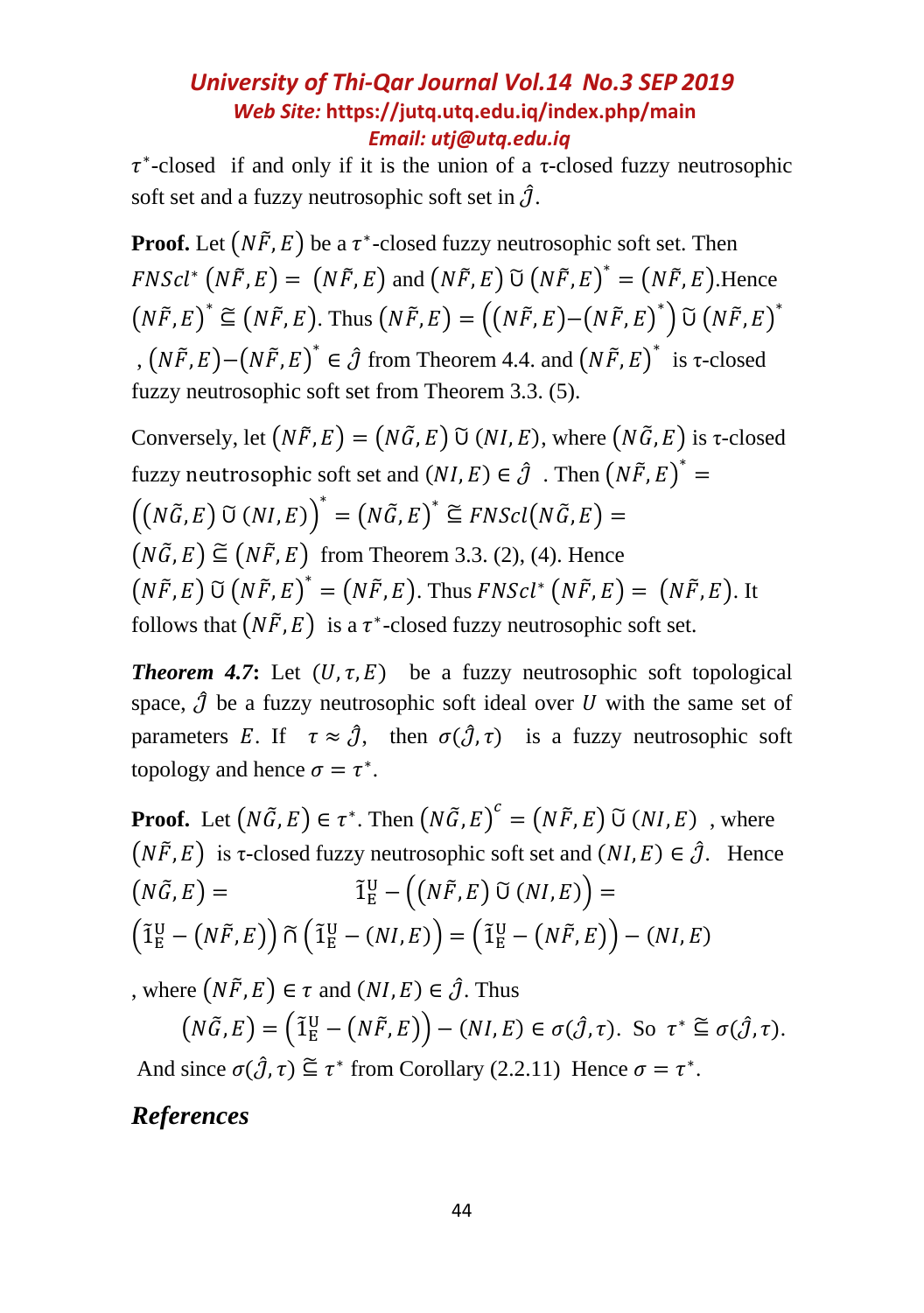$\tau^*$-closed if and only if it is the union of a τ-closed fuzzy neutrosophic soft set and a fuzzy neutrosophic soft set in $\hat{\mathcal{J}}$.

**Proof.** Let $(N\tilde{F},E)$ be a $\tau^*$-closed fuzzy neutrosophic soft set. Then $FNSCl^*(N\tilde{F},E) = (N\tilde{F},E)$ and $(N\tilde{F},E) \tilde{\cup} (N\tilde{F},E)^* = (N\tilde{F},E)$.Hence $(N\tilde{F},E)^* \tilde{\subseteq} (N\tilde{F},E)$. Thus $(N\tilde{F},E) = \left((N\tilde{F},E) - (N\tilde{F},E)^*\right) \tilde{\cup} (N\tilde{F},E)^*$ , $(N\tilde{F},E) - (N\tilde{F},E)^* \in \hat{\mathcal{J}}$ from Theorem 4.4. and $(N\tilde{F},E)^*$ is τ-closed fuzzy neutrosophic soft set from Theorem 3.3. (5).

Conversely, let $(N\tilde{F},E) = (N\tilde{G},E) \tilde{\cup} (NI,E)$, where $(N\tilde{G},E)$ is τ-closed fuzzy neutrosophic soft set and $(NI,E) \in \hat{\mathcal{J}}$ . Then $(N\tilde{F},E)^* = \left((N\tilde{G},E) \tilde{\cup} (NI,E)\right)^* = (N\tilde{G},E)^* \tilde{\subseteq} FNSCl(N\tilde{G},E) = (N\tilde{G},E) \tilde{\subseteq} (N\tilde{F},E)$ from Theorem 3.3. (2), (4). Hence $(N\tilde{F},E) \tilde{\cup} (N\tilde{F},E)^* = (N\tilde{F},E)$. Thus $FNSCl^*(N\tilde{F},E) = (N\tilde{F},E)$. It follows that $(N\tilde{F},E)$ is a $\tau^*$-closed fuzzy neutrosophic soft set.

***Theorem 4.7*:** Let $(U,\tau,E)$ be a fuzzy neutrosophic soft topological space, $\hat{\mathcal{J}}$ be a fuzzy neutrosophic soft ideal over $U$ with the same set of parameters $E$. If $\tau \approx \hat{\mathcal{J}}$, then $\sigma(\hat{\mathcal{J}},\tau)$ is a fuzzy neutrosophic soft topology and hence $\sigma = \tau^*$.

**Proof.** Let $(N\tilde{G},E) \in \tau^*$. Then $(N\tilde{G},E)^c = (N\tilde{F},E) \tilde{\cup} (NI,E)$ , where $(N\tilde{F},E)$ is τ-closed fuzzy neutrosophic soft set and $(NI,E) \in \hat{\mathcal{J}}$. Hence

$$(N\tilde{G},E) = \tilde{1}_E^U - \left((N\tilde{F},E) \tilde{\cup} (NI,E)\right) = \left(\tilde{1}_E^U - (N\tilde{F},E)\right) \tilde{\cap} \left(\tilde{1}_E^U - (NI,E)\right) = \left(\tilde{1}_E^U - (N\tilde{F},E)\right) - (NI,E)$$

, where $(N\tilde{F},E) \in \tau$ and $(NI,E) \in \hat{\mathcal{J}}$. Thus

$$(N\tilde{G},E) = \left(\tilde{1}_E^U - (N\tilde{F},E)\right) - (NI,E) \in \sigma(\hat{\mathcal{J}},\tau). \text{ So } \tau^* \tilde{\subseteq} \sigma(\hat{\mathcal{J}},\tau).$$

And since $\sigma(\hat{\mathcal{J}},\tau) \tilde{\subseteq} \tau^*$ from Corollary (2.2.11) Hence $\sigma = \tau^*$.

## *References*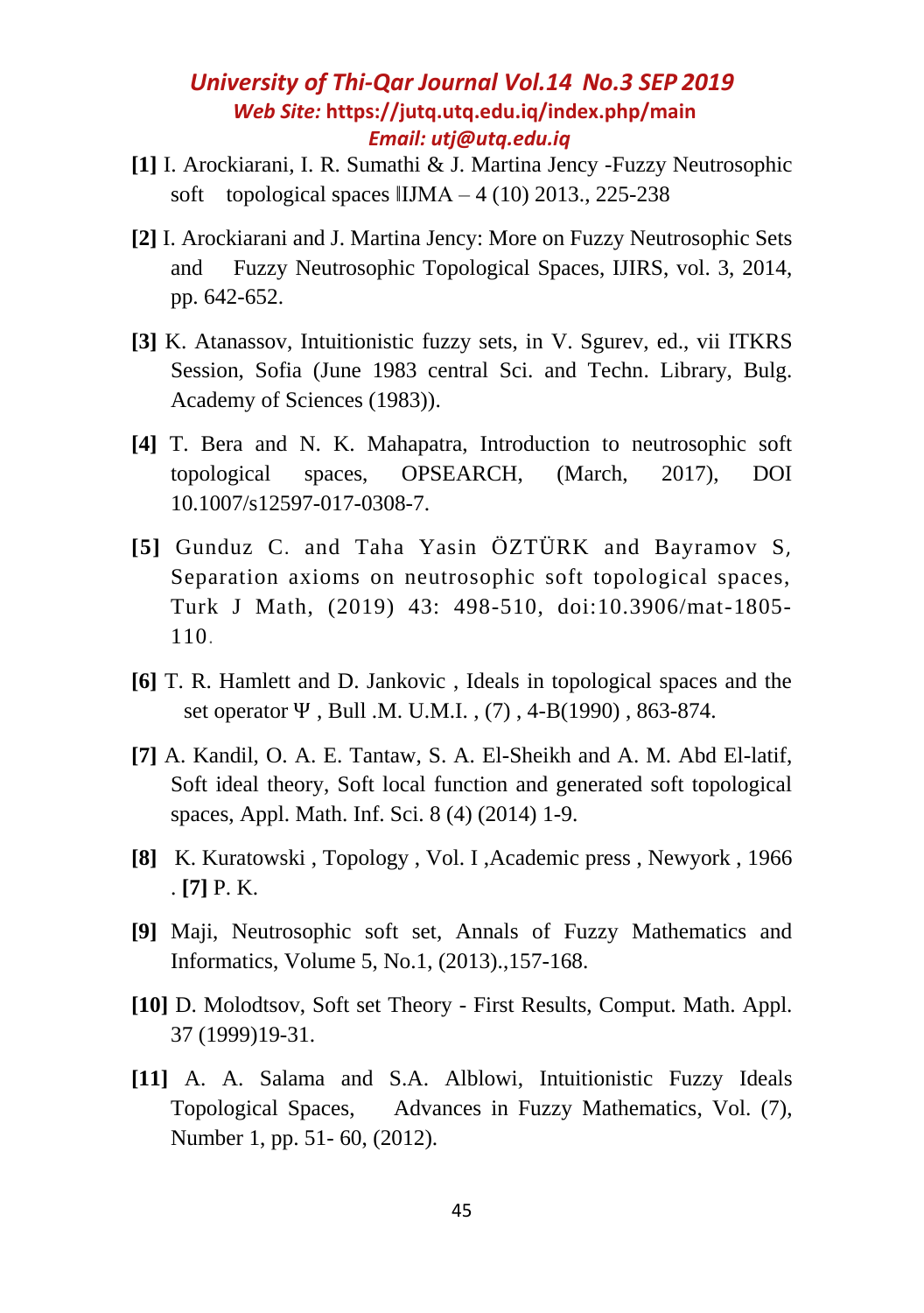**[1]** I. Arockiarani, I. R. Sumathi & J. Martina Jency -Fuzzy Neutrosophic soft topological spaces ‖IJMA – 4 (10) 2013., 225-238

**[2]** I. Arockiarani and J. Martina Jency: More on Fuzzy Neutrosophic Sets and Fuzzy Neutrosophic Topological Spaces, IJIRS, vol. 3, 2014, pp. 642-652.

**[3]** K. Atanassov, Intuitionistic fuzzy sets, in V. Sgurev, ed., vii ITKRS Session, Sofia (June 1983 central Sci. and Techn. Library, Bulg. Academy of Sciences (1983)).

**[4]** T. Bera and N. K. Mahapatra, Introduction to neutrosophic soft topological spaces, OPSEARCH, (March, 2017), DOI 10.1007/s12597-017-0308-7.

**[5]** Gunduz C. and Taha Yasin ÖZTÜRK and Bayramov S, Separation axioms on neutrosophic soft topological spaces, Turk J Math, (2019) 43: 498-510, doi:10.3906/mat-1805-110.

**[6]** T. R. Hamlett and D. Jankovic , Ideals in topological spaces and the set operator Ψ , Bull .M. U.M.I. , (7) , 4-B(1990) , 863-874.

**[7]** A. Kandil, O. A. E. Tantaw, S. A. El-Sheikh and A. M. Abd El-latif, Soft ideal theory, Soft local function and generated soft topological spaces, Appl. Math. Inf. Sci. 8 (4) (2014) 1-9.

**[8]** K. Kuratowski , Topology , Vol. I ,Academic press , Newyork , 1966 . **[7]** P. K.

**[9]** Maji, Neutrosophic soft set, Annals of Fuzzy Mathematics and Informatics, Volume 5, No.1, (2013).,157-168.

**[10]** D. Molodtsov, Soft set Theory - First Results, Comput. Math. Appl. 37 (1999)19-31.

**[11]** A. A. Salama and S.A. Alblowi, Intuitionistic Fuzzy Ideals Topological Spaces, Advances in Fuzzy Mathematics, Vol. (7), Number 1, pp. 51- 60, (2012).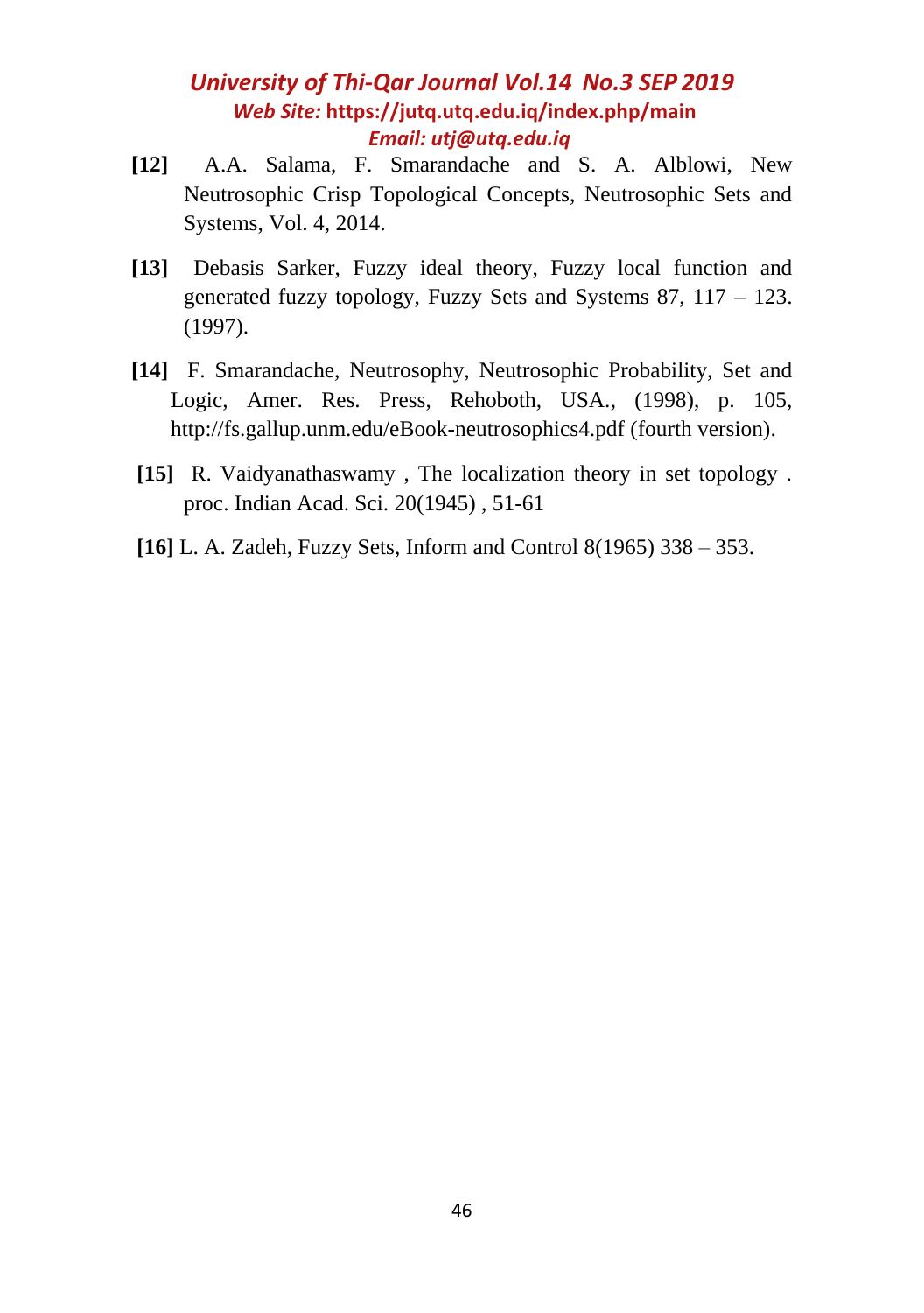[12] A.A. Salama, F. Smarandache and S. A. Alblowi, New Neutrosophic Crisp Topological Concepts, Neutrosophic Sets and Systems, Vol. 4, 2014.

[13] Debasis Sarker, Fuzzy ideal theory, Fuzzy local function and generated fuzzy topology, Fuzzy Sets and Systems 87, 117 – 123. (1997).

[14] F. Smarandache, Neutrosophy, Neutrosophic Probability, Set and Logic, Amer. Res. Press, Rehoboth, USA., (1998), p. 105, http://fs.gallup.unm.edu/eBook-neutrosophics4.pdf (fourth version).

[15] R. Vaidyanathaswamy , The localization theory in set topology . proc. Indian Acad. Sci. 20(1945) , 51-61

[16] L. A. Zadeh, Fuzzy Sets, Inform and Control 8(1965) 338 – 353.